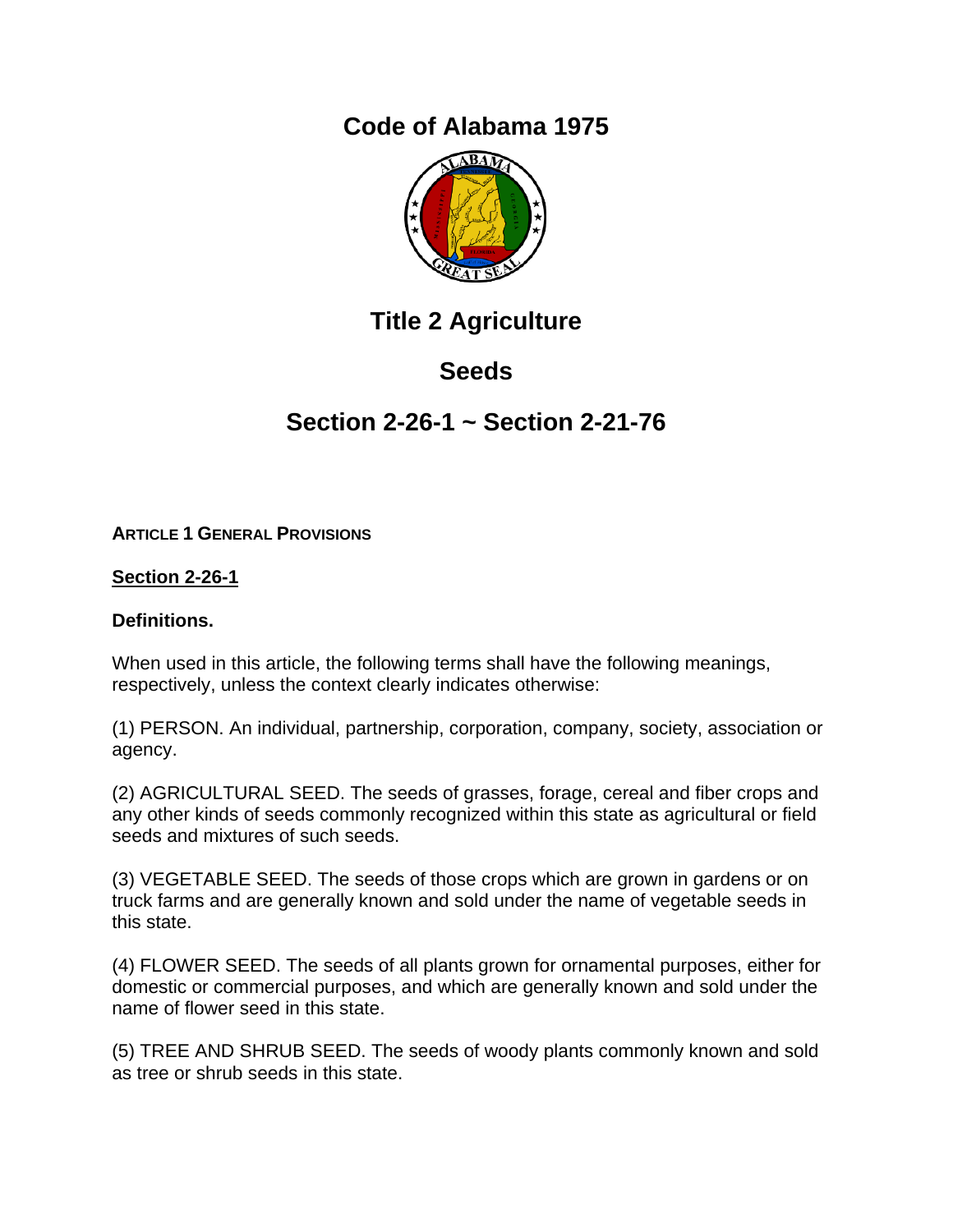# Code of Alabama 1975

## Title 2 Agriculture

## Seeds

## Section 2-26-1 ~ Section 2-21-76

**ARTICLE 1 GENERAL PROVISIONS**

**Section 2-26-1**

**Definitions.**

When used in this article, the following terms shall have the following meanings, respectively, unless the context clearly indicates otherwise:

(1) PERSON. An individual, partnership, corporation, company, society, association or agency.

(2) AGRICULTURAL SEED. The seeds of grasses, forage, cereal and fiber crops and any other kinds of seeds commonly recognized within this state as agricultural or field seeds and mixtures of such seeds.

(3) VEGETABLE SEED. The seeds of those crops which are grown in gardens or on truck farms and are generally known and sold under the name of vegetable seeds in this state.

(4) FLOWER SEED. The seeds of all plants grown for ornamental purposes, either for domestic or commercial purposes, and which are generally known and sold under the name of flower seed in this state.

(5) TREE AND SHRUB SEED. The seeds of woody plants commonly known and sold as tree or shrub seeds in this state.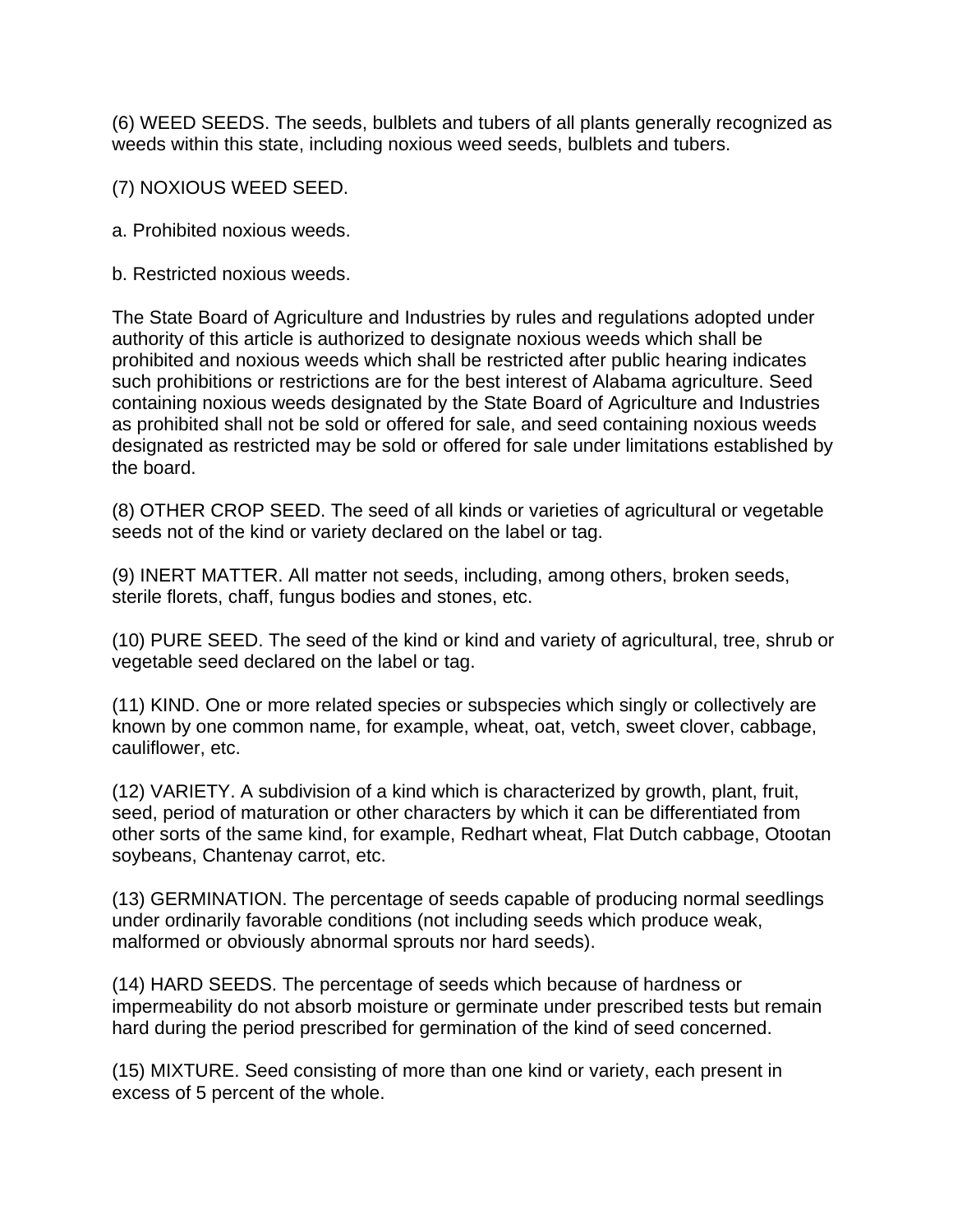(6) WEED SEEDS. The seeds, bulblets and tubers of all plants generally recognized as weeds within this state, including noxious weed seeds, bulblets and tubers.

(7) NOXIOUS WEED SEED.

a. Prohibited noxious weeds.

b. Restricted noxious weeds.

The State Board of Agriculture and Industries by rules and regulations adopted under authority of this article is authorized to designate noxious weeds which shall be prohibited and noxious weeds which shall be restricted after public hearing indicates such prohibitions or restrictions are for the best interest of Alabama agriculture. Seed containing noxious weeds designated by the State Board of Agriculture and Industries as prohibited shall not be sold or offered for sale, and seed containing noxious weeds designated as restricted may be sold or offered for sale under limitations established by the board.

(8) OTHER CROP SEED. The seed of all kinds or varieties of agricultural or vegetable seeds not of the kind or variety declared on the label or tag.

(9) INERT MATTER. All matter not seeds, including, among others, broken seeds, sterile florets, chaff, fungus bodies and stones, etc.

(10) PURE SEED. The seed of the kind or kind and variety of agricultural, tree, shrub or vegetable seed declared on the label or tag.

(11) KIND. One or more related species or subspecies which singly or collectively are known by one common name, for example, wheat, oat, vetch, sweet clover, cabbage, cauliflower, etc.

(12) VARIETY. A subdivision of a kind which is characterized by growth, plant, fruit, seed, period of maturation or other characters by which it can be differentiated from other sorts of the same kind, for example, Redhart wheat, Flat Dutch cabbage, Otootan soybeans, Chantenay carrot, etc.

(13) GERMINATION. The percentage of seeds capable of producing normal seedlings under ordinarily favorable conditions (not including seeds which produce weak, malformed or obviously abnormal sprouts nor hard seeds).

(14) HARD SEEDS. The percentage of seeds which because of hardness or impermeability do not absorb moisture or germinate under prescribed tests but remain hard during the period prescribed for germination of the kind of seed concerned.

(15) MIXTURE. Seed consisting of more than one kind or variety, each present in excess of 5 percent of the whole.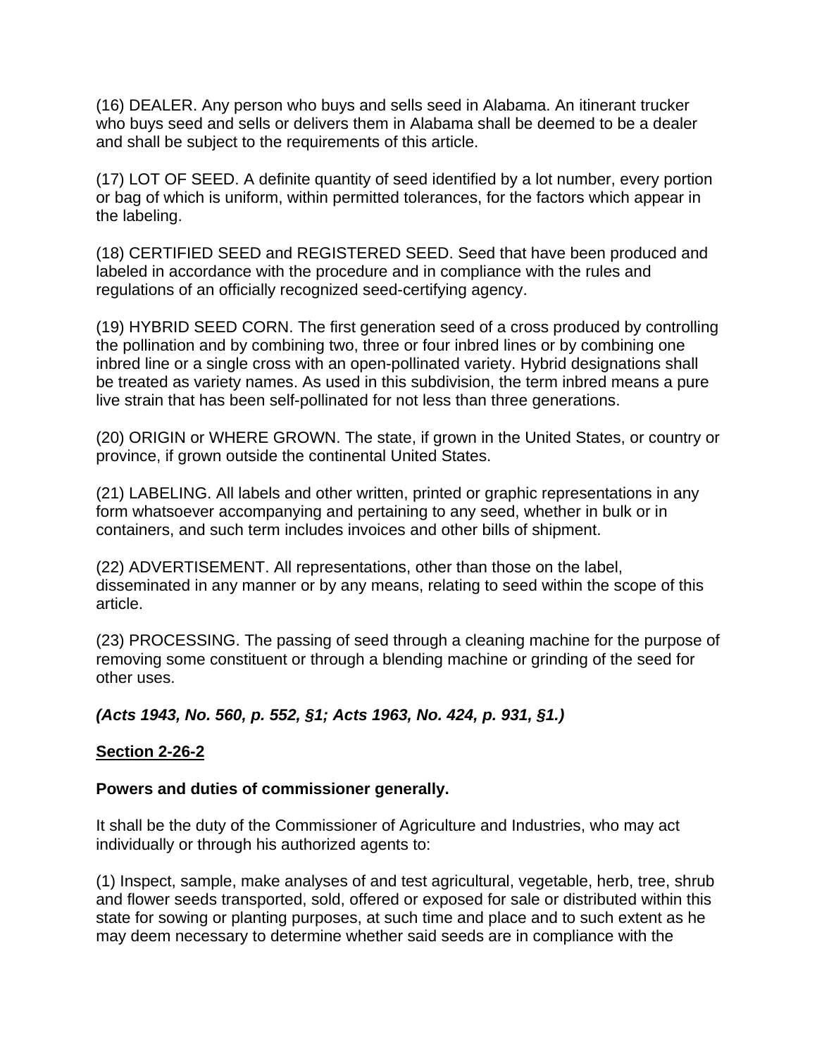(16) DEALER. Any person who buys and sells seed in Alabama. An itinerant trucker who buys seed and sells or delivers them in Alabama shall be deemed to be a dealer and shall be subject to the requirements of this article.

(17) LOT OF SEED. A definite quantity of seed identified by a lot number, every portion or bag of which is uniform, within permitted tolerances, for the factors which appear in the labeling.

(18) CERTIFIED SEED and REGISTERED SEED. Seed that have been produced and labeled in accordance with the procedure and in compliance with the rules and regulations of an officially recognized seed-certifying agency.

(19) HYBRID SEED CORN. The first generation seed of a cross produced by controlling the pollination and by combining two, three or four inbred lines or by combining one inbred line or a single cross with an open-pollinated variety. Hybrid designations shall be treated as variety names. As used in this subdivision, the term inbred means a pure live strain that has been self-pollinated for not less than three generations.

(20) ORIGIN or WHERE GROWN. The state, if grown in the United States, or country or province, if grown outside the continental United States.

(21) LABELING. All labels and other written, printed or graphic representations in any form whatsoever accompanying and pertaining to any seed, whether in bulk or in containers, and such term includes invoices and other bills of shipment.

(22) ADVERTISEMENT. All representations, other than those on the label, disseminated in any manner or by any means, relating to seed within the scope of this article.

(23) PROCESSING. The passing of seed through a cleaning machine for the purpose of removing some constituent or through a blending machine or grinding of the seed for other uses.

***(Acts 1943, No. 560, p. 552, §1; Acts 1963, No. 424, p. 931, §1.)***

## Section 2-26-2

**Powers and duties of commissioner generally.**

It shall be the duty of the Commissioner of Agriculture and Industries, who may act individually or through his authorized agents to:

(1) Inspect, sample, make analyses of and test agricultural, vegetable, herb, tree, shrub and flower seeds transported, sold, offered or exposed for sale or distributed within this state for sowing or planting purposes, at such time and place and to such extent as he may deem necessary to determine whether said seeds are in compliance with the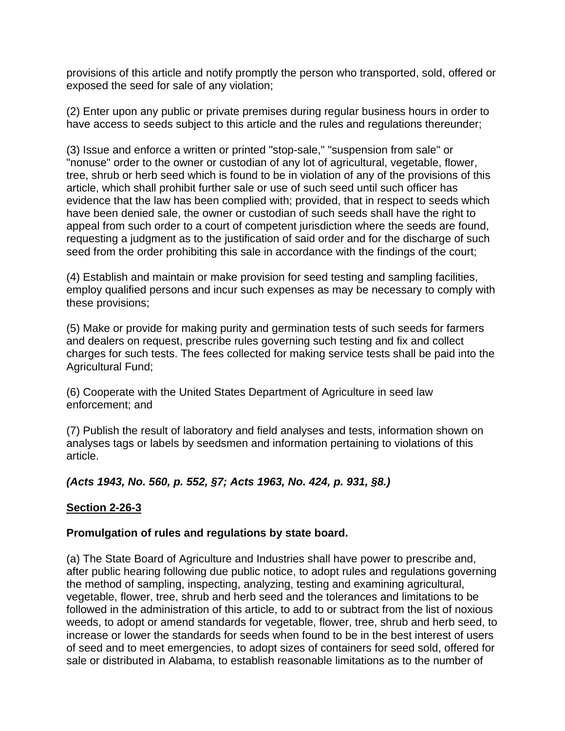provisions of this article and notify promptly the person who transported, sold, offered or exposed the seed for sale of any violation;

(2) Enter upon any public or private premises during regular business hours in order to have access to seeds subject to this article and the rules and regulations thereunder;

(3) Issue and enforce a written or printed "stop-sale," "suspension from sale" or "nonuse" order to the owner or custodian of any lot of agricultural, vegetable, flower, tree, shrub or herb seed which is found to be in violation of any of the provisions of this article, which shall prohibit further sale or use of such seed until such officer has evidence that the law has been complied with; provided, that in respect to seeds which have been denied sale, the owner or custodian of such seeds shall have the right to appeal from such order to a court of competent jurisdiction where the seeds are found, requesting a judgment as to the justification of said order and for the discharge of such seed from the order prohibiting this sale in accordance with the findings of the court;

(4) Establish and maintain or make provision for seed testing and sampling facilities, employ qualified persons and incur such expenses as may be necessary to comply with these provisions;

(5) Make or provide for making purity and germination tests of such seeds for farmers and dealers on request, prescribe rules governing such testing and fix and collect charges for such tests. The fees collected for making service tests shall be paid into the Agricultural Fund;

(6) Cooperate with the United States Department of Agriculture in seed law enforcement; and

(7) Publish the result of laboratory and field analyses and tests, information shown on analyses tags or labels by seedsmen and information pertaining to violations of this article.

***(Acts 1943, No. 560, p. 552, §7; Acts 1963, No. 424, p. 931, §8.)***

**Section 2-26-3**

**Promulgation of rules and regulations by state board.**

(a) The State Board of Agriculture and Industries shall have power to prescribe and, after public hearing following due public notice, to adopt rules and regulations governing the method of sampling, inspecting, analyzing, testing and examining agricultural, vegetable, flower, tree, shrub and herb seed and the tolerances and limitations to be followed in the administration of this article, to add to or subtract from the list of noxious weeds, to adopt or amend standards for vegetable, flower, tree, shrub and herb seed, to increase or lower the standards for seeds when found to be in the best interest of users of seed and to meet emergencies, to adopt sizes of containers for seed sold, offered for sale or distributed in Alabama, to establish reasonable limitations as to the number of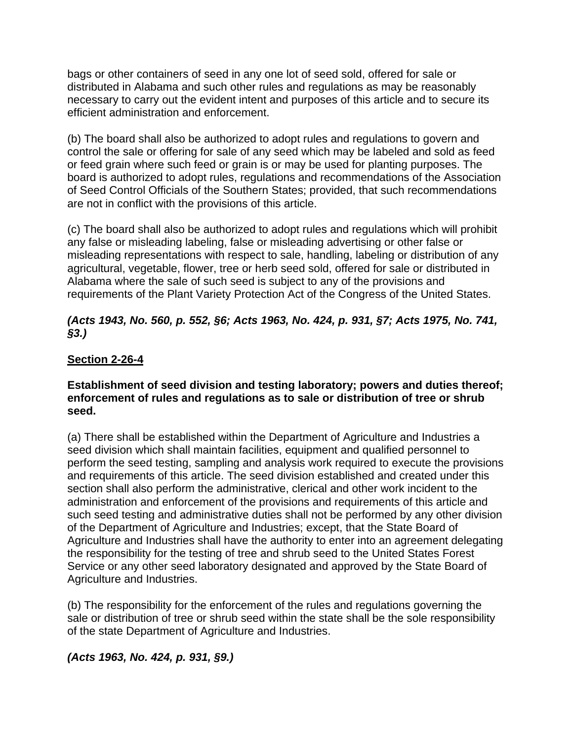bags or other containers of seed in any one lot of seed sold, offered for sale or distributed in Alabama and such other rules and regulations as may be reasonably necessary to carry out the evident intent and purposes of this article and to secure its efficient administration and enforcement.

(b) The board shall also be authorized to adopt rules and regulations to govern and control the sale or offering for sale of any seed which may be labeled and sold as feed or feed grain where such feed or grain is or may be used for planting purposes. The board is authorized to adopt rules, regulations and recommendations of the Association of Seed Control Officials of the Southern States; provided, that such recommendations are not in conflict with the provisions of this article.

(c) The board shall also be authorized to adopt rules and regulations which will prohibit any false or misleading labeling, false or misleading advertising or other false or misleading representations with respect to sale, handling, labeling or distribution of any agricultural, vegetable, flower, tree or herb seed sold, offered for sale or distributed in Alabama where the sale of such seed is subject to any of the provisions and requirements of the Plant Variety Protection Act of the Congress of the United States.

***(Acts 1943, No. 560, p. 552, §6; Acts 1963, No. 424, p. 931, §7; Acts 1975, No. 741, §3.)***

## Section 2-26-4

**Establishment of seed division and testing laboratory; powers and duties thereof; enforcement of rules and regulations as to sale or distribution of tree or shrub seed.**

(a) There shall be established within the Department of Agriculture and Industries a seed division which shall maintain facilities, equipment and qualified personnel to perform the seed testing, sampling and analysis work required to execute the provisions and requirements of this article. The seed division established and created under this section shall also perform the administrative, clerical and other work incident to the administration and enforcement of the provisions and requirements of this article and such seed testing and administrative duties shall not be performed by any other division of the Department of Agriculture and Industries; except, that the State Board of Agriculture and Industries shall have the authority to enter into an agreement delegating the responsibility for the testing of tree and shrub seed to the United States Forest Service or any other seed laboratory designated and approved by the State Board of Agriculture and Industries.

(b) The responsibility for the enforcement of the rules and regulations governing the sale or distribution of tree or shrub seed within the state shall be the sole responsibility of the state Department of Agriculture and Industries.

***(Acts 1963, No. 424, p. 931, §9.)***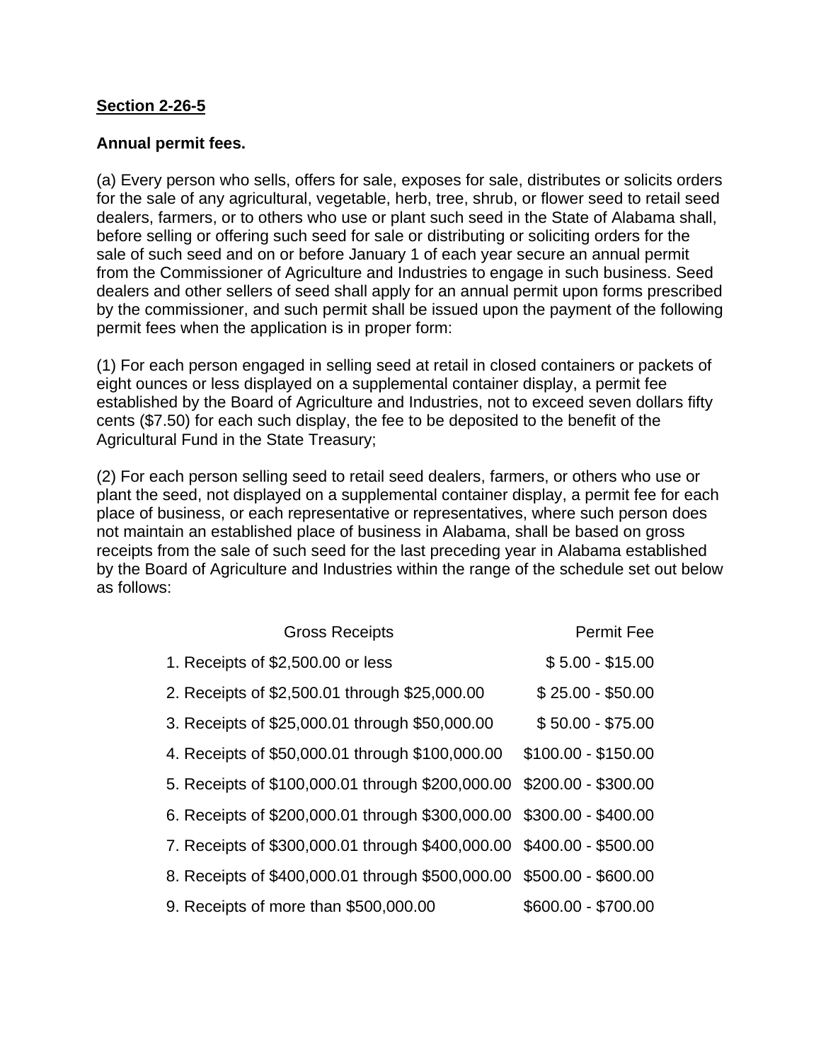**Section 2-26-5**

**Annual permit fees.**

(a) Every person who sells, offers for sale, exposes for sale, distributes or solicits orders for the sale of any agricultural, vegetable, herb, tree, shrub, or flower seed to retail seed dealers, farmers, or to others who use or plant such seed in the State of Alabama shall, before selling or offering such seed for sale or distributing or soliciting orders for the sale of such seed and on or before January 1 of each year secure an annual permit from the Commissioner of Agriculture and Industries to engage in such business. Seed dealers and other sellers of seed shall apply for an annual permit upon forms prescribed by the commissioner, and such permit shall be issued upon the payment of the following permit fees when the application is in proper form:

(1) For each person engaged in selling seed at retail in closed containers or packets of eight ounces or less displayed on a supplemental container display, a permit fee established by the Board of Agriculture and Industries, not to exceed seven dollars fifty cents ($7.50) for each such display, the fee to be deposited to the benefit of the Agricultural Fund in the State Treasury;

(2) For each person selling seed to retail seed dealers, farmers, or others who use or plant the seed, not displayed on a supplemental container display, a permit fee for each place of business, or each representative or representatives, where such person does not maintain an established place of business in Alabama, shall be based on gross receipts from the sale of such seed for the last preceding year in Alabama established by the Board of Agriculture and Industries within the range of the schedule set out below as follows:

| Gross Receipts | Permit Fee |
|---|---|
| 1. Receipts of $2,500.00 or less | $ 5.00 - $15.00 |
| 2. Receipts of $2,500.01 through $25,000.00 | $ 25.00 - $50.00 |
| 3. Receipts of $25,000.01 through $50,000.00 | $ 50.00 - $75.00 |
| 4. Receipts of $50,000.01 through $100,000.00 | $100.00 - $150.00 |
| 5. Receipts of $100,000.01 through $200,000.00 | $200.00 - $300.00 |
| 6. Receipts of $200,000.01 through $300,000.00 | $300.00 - $400.00 |
| 7. Receipts of $300,000.01 through $400,000.00 | $400.00 - $500.00 |
| 8. Receipts of $400,000.01 through $500,000.00 | $500.00 - $600.00 |
| 9. Receipts of more than $500,000.00 | $600.00 - $700.00 |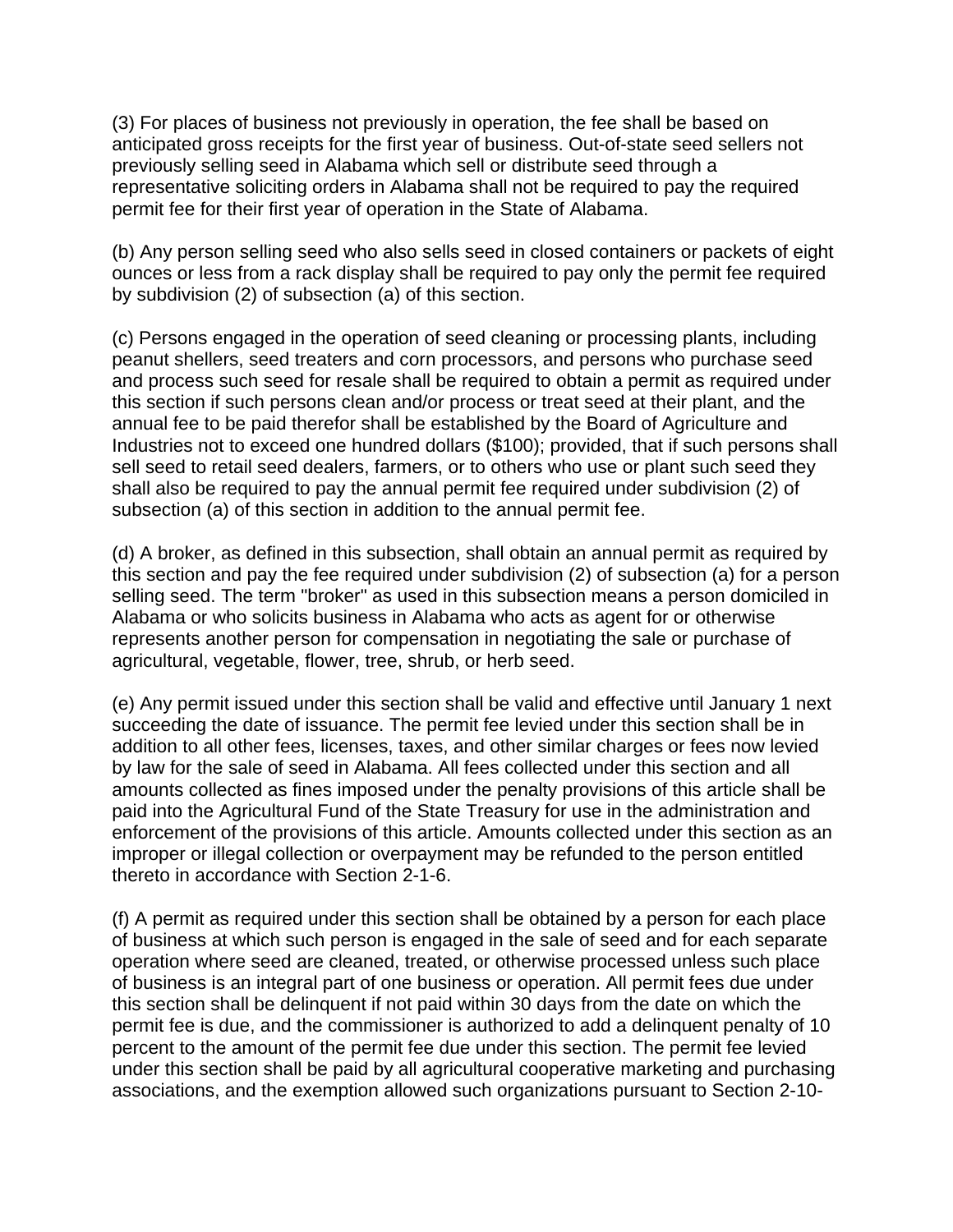(3) For places of business not previously in operation, the fee shall be based on anticipated gross receipts for the first year of business. Out-of-state seed sellers not previously selling seed in Alabama which sell or distribute seed through a representative soliciting orders in Alabama shall not be required to pay the required permit fee for their first year of operation in the State of Alabama.

(b) Any person selling seed who also sells seed in closed containers or packets of eight ounces or less from a rack display shall be required to pay only the permit fee required by subdivision (2) of subsection (a) of this section.

(c) Persons engaged in the operation of seed cleaning or processing plants, including peanut shellers, seed treaters and corn processors, and persons who purchase seed and process such seed for resale shall be required to obtain a permit as required under this section if such persons clean and/or process or treat seed at their plant, and the annual fee to be paid therefor shall be established by the Board of Agriculture and Industries not to exceed one hundred dollars ($100); provided, that if such persons shall sell seed to retail seed dealers, farmers, or to others who use or plant such seed they shall also be required to pay the annual permit fee required under subdivision (2) of subsection (a) of this section in addition to the annual permit fee.

(d) A broker, as defined in this subsection, shall obtain an annual permit as required by this section and pay the fee required under subdivision (2) of subsection (a) for a person selling seed. The term "broker" as used in this subsection means a person domiciled in Alabama or who solicits business in Alabama who acts as agent for or otherwise represents another person for compensation in negotiating the sale or purchase of agricultural, vegetable, flower, tree, shrub, or herb seed.

(e) Any permit issued under this section shall be valid and effective until January 1 next succeeding the date of issuance. The permit fee levied under this section shall be in addition to all other fees, licenses, taxes, and other similar charges or fees now levied by law for the sale of seed in Alabama. All fees collected under this section and all amounts collected as fines imposed under the penalty provisions of this article shall be paid into the Agricultural Fund of the State Treasury for use in the administration and enforcement of the provisions of this article. Amounts collected under this section as an improper or illegal collection or overpayment may be refunded to the person entitled thereto in accordance with Section 2-1-6.

(f) A permit as required under this section shall be obtained by a person for each place of business at which such person is engaged in the sale of seed and for each separate operation where seed are cleaned, treated, or otherwise processed unless such place of business is an integral part of one business or operation. All permit fees due under this section shall be delinquent if not paid within 30 days from the date on which the permit fee is due, and the commissioner is authorized to add a delinquent penalty of 10 percent to the amount of the permit fee due under this section. The permit fee levied under this section shall be paid by all agricultural cooperative marketing and purchasing associations, and the exemption allowed such organizations pursuant to Section 2-10-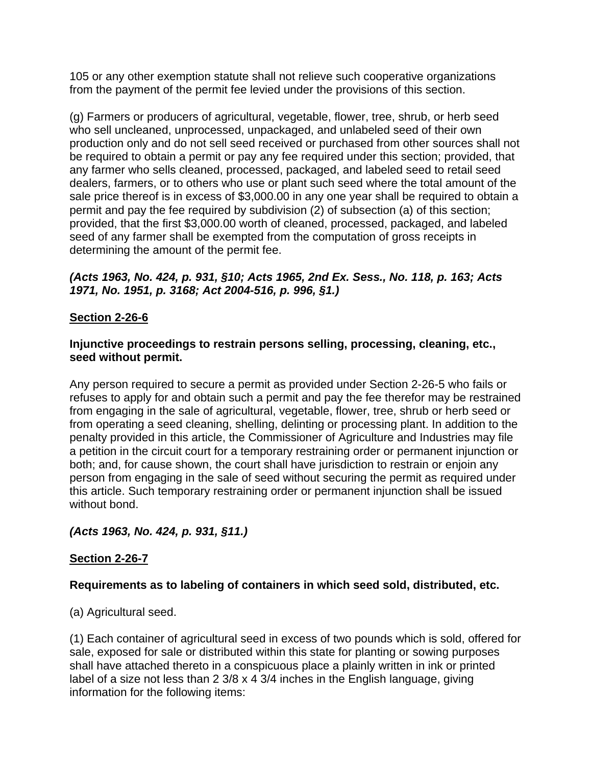105 or any other exemption statute shall not relieve such cooperative organizations from the payment of the permit fee levied under the provisions of this section.

(g) Farmers or producers of agricultural, vegetable, flower, tree, shrub, or herb seed who sell uncleaned, unprocessed, unpackaged, and unlabeled seed of their own production only and do not sell seed received or purchased from other sources shall not be required to obtain a permit or pay any fee required under this section; provided, that any farmer who sells cleaned, processed, packaged, and labeled seed to retail seed dealers, farmers, or to others who use or plant such seed where the total amount of the sale price thereof is in excess of $3,000.00 in any one year shall be required to obtain a permit and pay the fee required by subdivision (2) of subsection (a) of this section; provided, that the first $3,000.00 worth of cleaned, processed, packaged, and labeled seed of any farmer shall be exempted from the computation of gross receipts in determining the amount of the permit fee.

***(Acts 1963, No. 424, p. 931, §10; Acts 1965, 2nd Ex. Sess., No. 118, p. 163; Acts 1971, No. 1951, p. 3168; Act 2004-516, p. 996, §1.)***

## Section 2-26-6

**Injunctive proceedings to restrain persons selling, processing, cleaning, etc., seed without permit.**

Any person required to secure a permit as provided under Section 2-26-5 who fails or refuses to apply for and obtain such a permit and pay the fee therefor may be restrained from engaging in the sale of agricultural, vegetable, flower, tree, shrub or herb seed or from operating a seed cleaning, shelling, delinting or processing plant. In addition to the penalty provided in this article, the Commissioner of Agriculture and Industries may file a petition in the circuit court for a temporary restraining order or permanent injunction or both; and, for cause shown, the court shall have jurisdiction to restrain or enjoin any person from engaging in the sale of seed without securing the permit as required under this article. Such temporary restraining order or permanent injunction shall be issued without bond.

***(Acts 1963, No. 424, p. 931, §11.)***

## Section 2-26-7

**Requirements as to labeling of containers in which seed sold, distributed, etc.**

(a) Agricultural seed.

(1) Each container of agricultural seed in excess of two pounds which is sold, offered for sale, exposed for sale or distributed within this state for planting or sowing purposes shall have attached thereto in a conspicuous place a plainly written in ink or printed label of a size not less than 2 3/8 x 4 3/4 inches in the English language, giving information for the following items: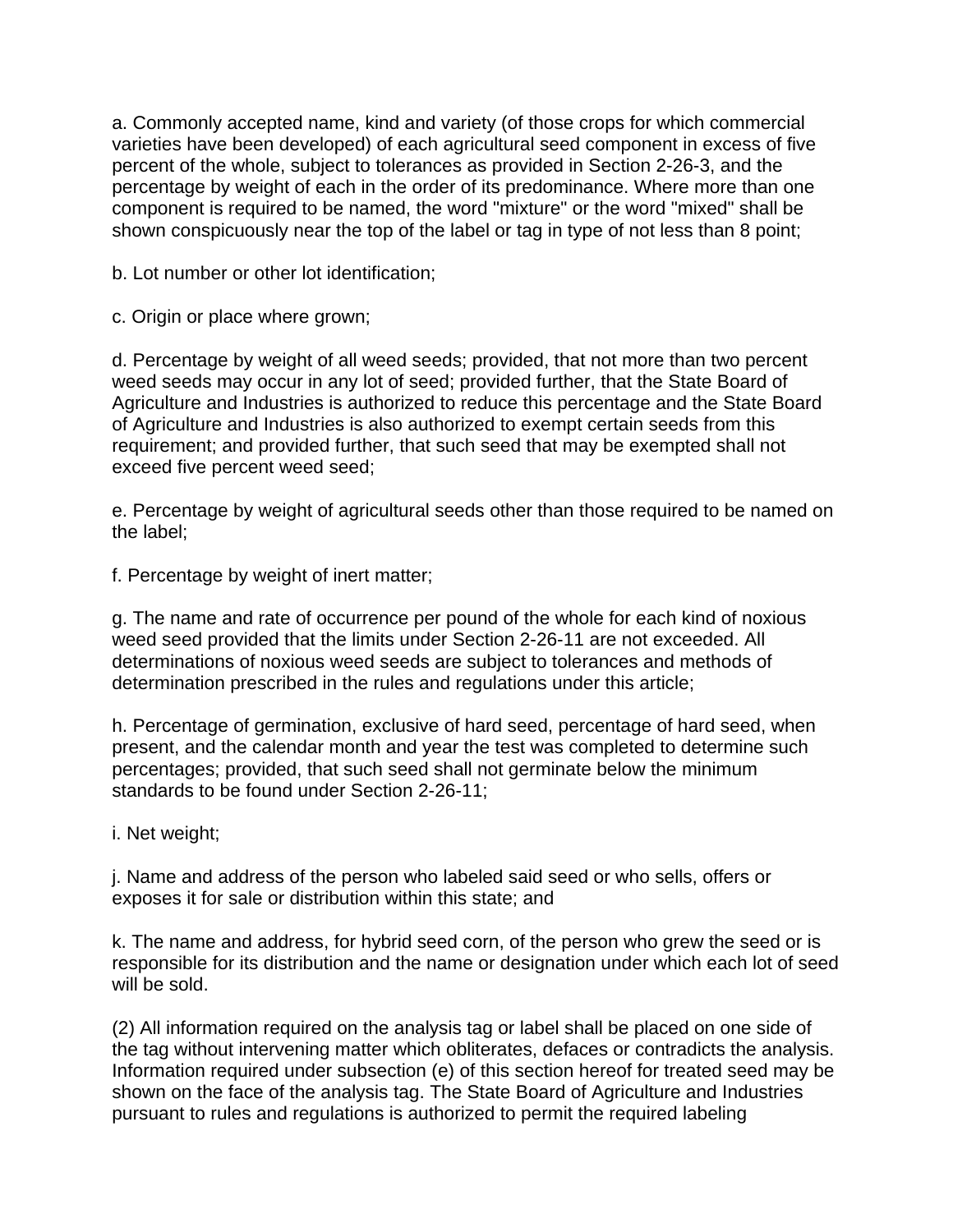a. Commonly accepted name, kind and variety (of those crops for which commercial varieties have been developed) of each agricultural seed component in excess of five percent of the whole, subject to tolerances as provided in Section 2-26-3, and the percentage by weight of each in the order of its predominance. Where more than one component is required to be named, the word "mixture" or the word "mixed" shall be shown conspicuously near the top of the label or tag in type of not less than 8 point;

b. Lot number or other lot identification;

c. Origin or place where grown;

d. Percentage by weight of all weed seeds; provided, that not more than two percent weed seeds may occur in any lot of seed; provided further, that the State Board of Agriculture and Industries is authorized to reduce this percentage and the State Board of Agriculture and Industries is also authorized to exempt certain seeds from this requirement; and provided further, that such seed that may be exempted shall not exceed five percent weed seed;

e. Percentage by weight of agricultural seeds other than those required to be named on the label;

f. Percentage by weight of inert matter;

g. The name and rate of occurrence per pound of the whole for each kind of noxious weed seed provided that the limits under Section 2-26-11 are not exceeded. All determinations of noxious weed seeds are subject to tolerances and methods of determination prescribed in the rules and regulations under this article;

h. Percentage of germination, exclusive of hard seed, percentage of hard seed, when present, and the calendar month and year the test was completed to determine such percentages; provided, that such seed shall not germinate below the minimum standards to be found under Section 2-26-11;

i. Net weight;

j. Name and address of the person who labeled said seed or who sells, offers or exposes it for sale or distribution within this state; and

k. The name and address, for hybrid seed corn, of the person who grew the seed or is responsible for its distribution and the name or designation under which each lot of seed will be sold.

(2) All information required on the analysis tag or label shall be placed on one side of the tag without intervening matter which obliterates, defaces or contradicts the analysis. Information required under subsection (e) of this section hereof for treated seed may be shown on the face of the analysis tag. The State Board of Agriculture and Industries pursuant to rules and regulations is authorized to permit the required labeling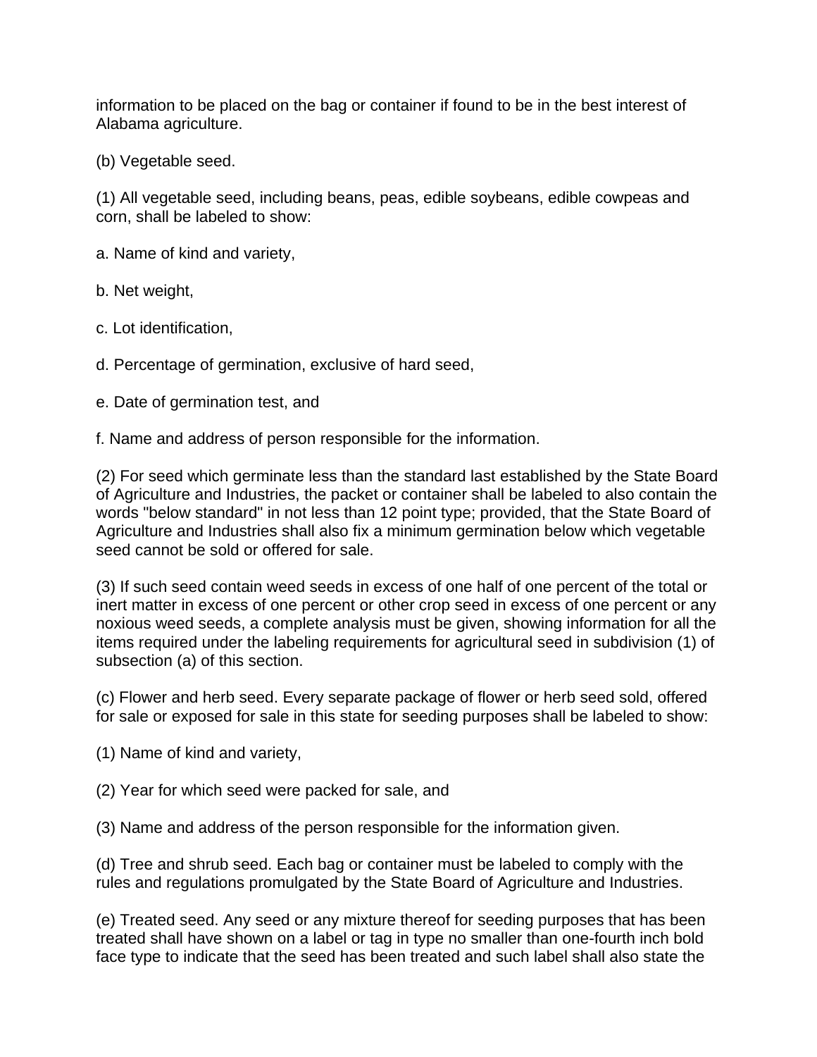information to be placed on the bag or container if found to be in the best interest of Alabama agriculture.

(b) Vegetable seed.

(1) All vegetable seed, including beans, peas, edible soybeans, edible cowpeas and corn, shall be labeled to show:

a. Name of kind and variety,

b. Net weight,

c. Lot identification,

d. Percentage of germination, exclusive of hard seed,

e. Date of germination test, and

f. Name and address of person responsible for the information.

(2) For seed which germinate less than the standard last established by the State Board of Agriculture and Industries, the packet or container shall be labeled to also contain the words "below standard" in not less than 12 point type; provided, that the State Board of Agriculture and Industries shall also fix a minimum germination below which vegetable seed cannot be sold or offered for sale.

(3) If such seed contain weed seeds in excess of one half of one percent of the total or inert matter in excess of one percent or other crop seed in excess of one percent or any noxious weed seeds, a complete analysis must be given, showing information for all the items required under the labeling requirements for agricultural seed in subdivision (1) of subsection (a) of this section.

(c) Flower and herb seed. Every separate package of flower or herb seed sold, offered for sale or exposed for sale in this state for seeding purposes shall be labeled to show:

(1) Name of kind and variety,

(2) Year for which seed were packed for sale, and

(3) Name and address of the person responsible for the information given.

(d) Tree and shrub seed. Each bag or container must be labeled to comply with the rules and regulations promulgated by the State Board of Agriculture and Industries.

(e) Treated seed. Any seed or any mixture thereof for seeding purposes that has been treated shall have shown on a label or tag in type no smaller than one-fourth inch bold face type to indicate that the seed has been treated and such label shall also state the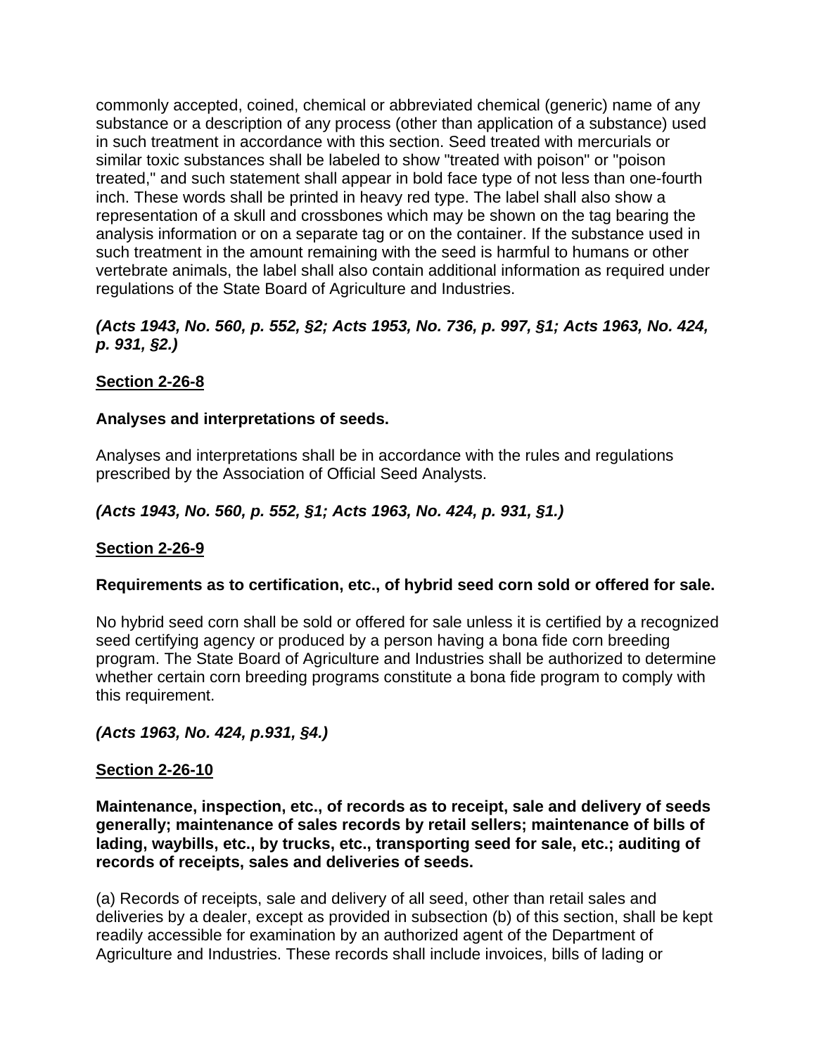commonly accepted, coined, chemical or abbreviated chemical (generic) name of any substance or a description of any process (other than application of a substance) used in such treatment in accordance with this section. Seed treated with mercurials or similar toxic substances shall be labeled to show "treated with poison" or "poison treated," and such statement shall appear in bold face type of not less than one-fourth inch. These words shall be printed in heavy red type. The label shall also show a representation of a skull and crossbones which may be shown on the tag bearing the analysis information or on a separate tag or on the container. If the substance used in such treatment in the amount remaining with the seed is harmful to humans or other vertebrate animals, the label shall also contain additional information as required under regulations of the State Board of Agriculture and Industries.

***(Acts 1943, No. 560, p. 552, §2; Acts 1953, No. 736, p. 997, §1; Acts 1963, No. 424, p. 931, §2.)***

**Section 2-26-8**

**Analyses and interpretations of seeds.**

Analyses and interpretations shall be in accordance with the rules and regulations prescribed by the Association of Official Seed Analysts.

***(Acts 1943, No. 560, p. 552, §1; Acts 1963, No. 424, p. 931, §1.)***

**Section 2-26-9**

**Requirements as to certification, etc., of hybrid seed corn sold or offered for sale.**

No hybrid seed corn shall be sold or offered for sale unless it is certified by a recognized seed certifying agency or produced by a person having a bona fide corn breeding program. The State Board of Agriculture and Industries shall be authorized to determine whether certain corn breeding programs constitute a bona fide program to comply with this requirement.

***(Acts 1963, No. 424, p.931, §4.)***

**Section 2-26-10**

**Maintenance, inspection, etc., of records as to receipt, sale and delivery of seeds generally; maintenance of sales records by retail sellers; maintenance of bills of lading, waybills, etc., by trucks, etc., transporting seed for sale, etc.; auditing of records of receipts, sales and deliveries of seeds.**

(a) Records of receipts, sale and delivery of all seed, other than retail sales and deliveries by a dealer, except as provided in subsection (b) of this section, shall be kept readily accessible for examination by an authorized agent of the Department of Agriculture and Industries. These records shall include invoices, bills of lading or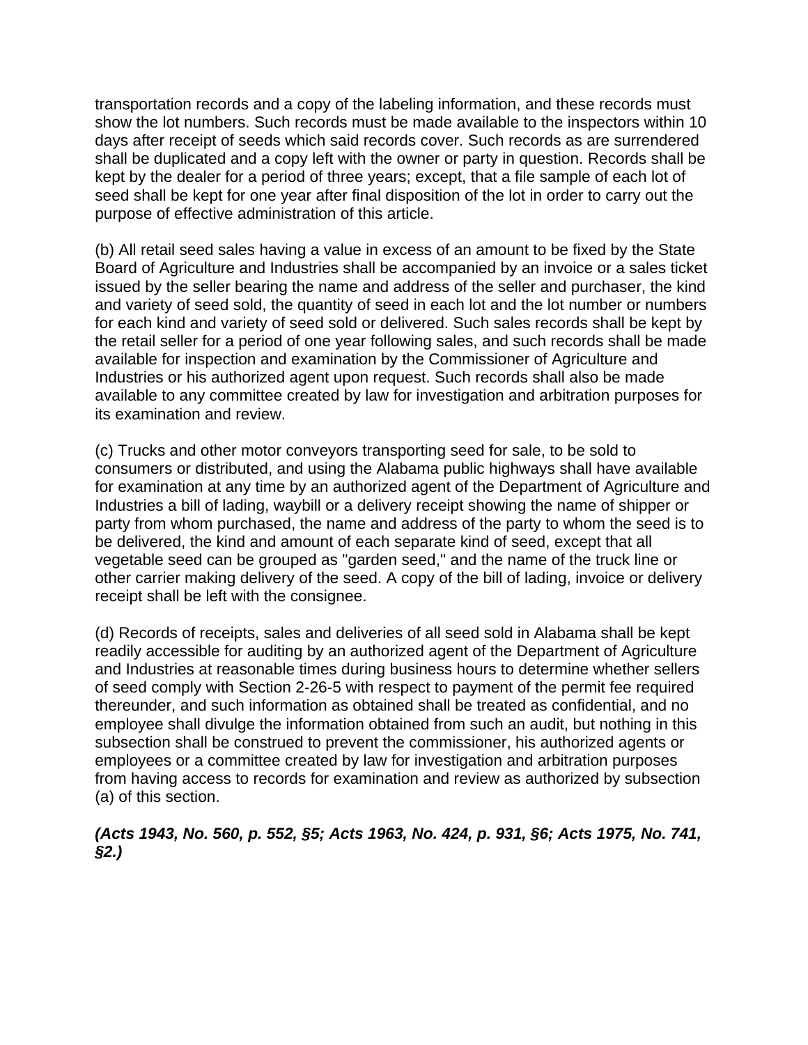transportation records and a copy of the labeling information, and these records must show the lot numbers. Such records must be made available to the inspectors within 10 days after receipt of seeds which said records cover. Such records as are surrendered shall be duplicated and a copy left with the owner or party in question. Records shall be kept by the dealer for a period of three years; except, that a file sample of each lot of seed shall be kept for one year after final disposition of the lot in order to carry out the purpose of effective administration of this article.

(b) All retail seed sales having a value in excess of an amount to be fixed by the State Board of Agriculture and Industries shall be accompanied by an invoice or a sales ticket issued by the seller bearing the name and address of the seller and purchaser, the kind and variety of seed sold, the quantity of seed in each lot and the lot number or numbers for each kind and variety of seed sold or delivered. Such sales records shall be kept by the retail seller for a period of one year following sales, and such records shall be made available for inspection and examination by the Commissioner of Agriculture and Industries or his authorized agent upon request. Such records shall also be made available to any committee created by law for investigation and arbitration purposes for its examination and review.

(c) Trucks and other motor conveyors transporting seed for sale, to be sold to consumers or distributed, and using the Alabama public highways shall have available for examination at any time by an authorized agent of the Department of Agriculture and Industries a bill of lading, waybill or a delivery receipt showing the name of shipper or party from whom purchased, the name and address of the party to whom the seed is to be delivered, the kind and amount of each separate kind of seed, except that all vegetable seed can be grouped as "garden seed," and the name of the truck line or other carrier making delivery of the seed. A copy of the bill of lading, invoice or delivery receipt shall be left with the consignee.

(d) Records of receipts, sales and deliveries of all seed sold in Alabama shall be kept readily accessible for auditing by an authorized agent of the Department of Agriculture and Industries at reasonable times during business hours to determine whether sellers of seed comply with Section 2-26-5 with respect to payment of the permit fee required thereunder, and such information as obtained shall be treated as confidential, and no employee shall divulge the information obtained from such an audit, but nothing in this subsection shall be construed to prevent the commissioner, his authorized agents or employees or a committee created by law for investigation and arbitration purposes from having access to records for examination and review as authorized by subsection (a) of this section.

***(Acts 1943, No. 560, p. 552, §5; Acts 1963, No. 424, p. 931, §6; Acts 1975, No. 741, §2.)***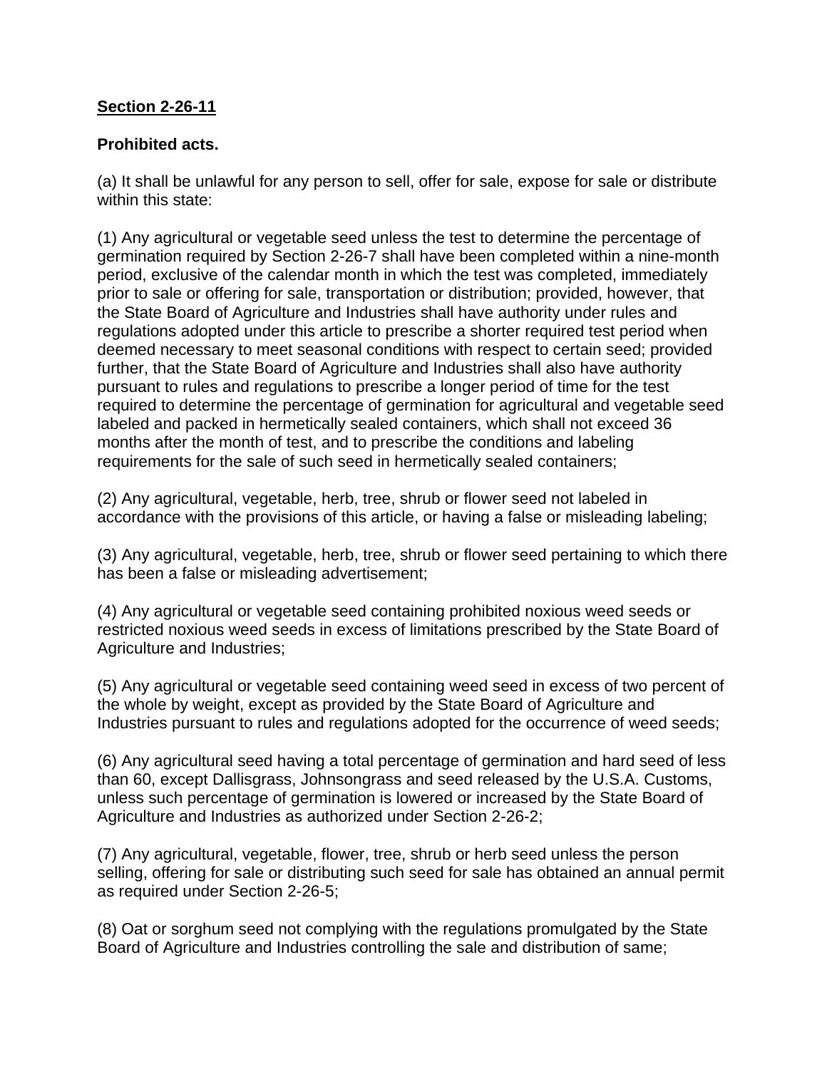**<u>Section 2-26-11</u>**

**Prohibited acts.**

(a) It shall be unlawful for any person to sell, offer for sale, expose for sale or distribute within this state:

(1) Any agricultural or vegetable seed unless the test to determine the percentage of germination required by Section 2-26-7 shall have been completed within a nine-month period, exclusive of the calendar month in which the test was completed, immediately prior to sale or offering for sale, transportation or distribution; provided, however, that the State Board of Agriculture and Industries shall have authority under rules and regulations adopted under this article to prescribe a shorter required test period when deemed necessary to meet seasonal conditions with respect to certain seed; provided further, that the State Board of Agriculture and Industries shall also have authority pursuant to rules and regulations to prescribe a longer period of time for the test required to determine the percentage of germination for agricultural and vegetable seed labeled and packed in hermetically sealed containers, which shall not exceed 36 months after the month of test, and to prescribe the conditions and labeling requirements for the sale of such seed in hermetically sealed containers;

(2) Any agricultural, vegetable, herb, tree, shrub or flower seed not labeled in accordance with the provisions of this article, or having a false or misleading labeling;

(3) Any agricultural, vegetable, herb, tree, shrub or flower seed pertaining to which there has been a false or misleading advertisement;

(4) Any agricultural or vegetable seed containing prohibited noxious weed seeds or restricted noxious weed seeds in excess of limitations prescribed by the State Board of Agriculture and Industries;

(5) Any agricultural or vegetable seed containing weed seed in excess of two percent of the whole by weight, except as provided by the State Board of Agriculture and Industries pursuant to rules and regulations adopted for the occurrence of weed seeds;

(6) Any agricultural seed having a total percentage of germination and hard seed of less than 60, except Dallisgrass, Johnsongrass and seed released by the U.S.A. Customs, unless such percentage of germination is lowered or increased by the State Board of Agriculture and Industries as authorized under Section 2-26-2;

(7) Any agricultural, vegetable, flower, tree, shrub or herb seed unless the person selling, offering for sale or distributing such seed for sale has obtained an annual permit as required under Section 2-26-5;

(8) Oat or sorghum seed not complying with the regulations promulgated by the State Board of Agriculture and Industries controlling the sale and distribution of same;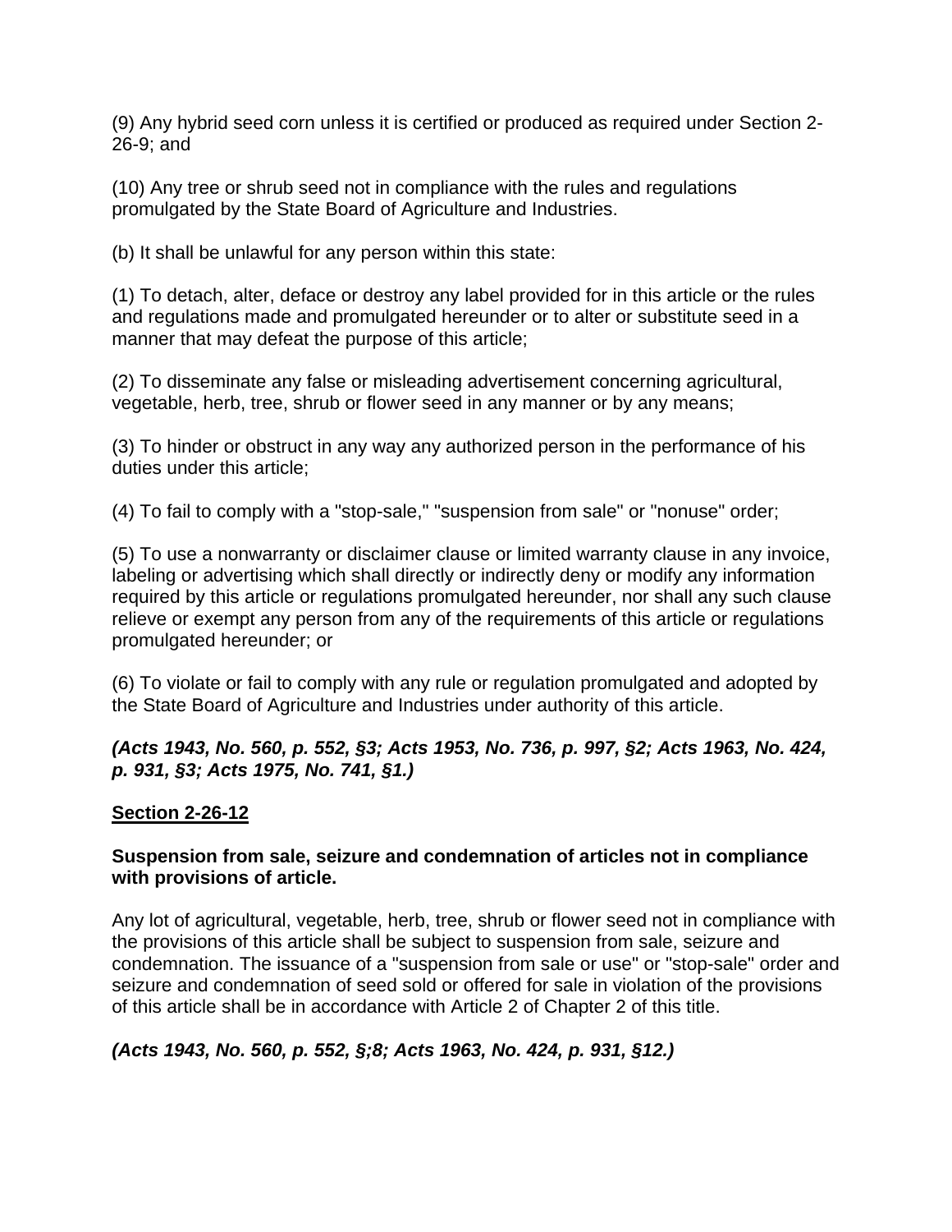(9) Any hybrid seed corn unless it is certified or produced as required under Section 2-26-9; and

(10) Any tree or shrub seed not in compliance with the rules and regulations promulgated by the State Board of Agriculture and Industries.

(b) It shall be unlawful for any person within this state:

(1) To detach, alter, deface or destroy any label provided for in this article or the rules and regulations made and promulgated hereunder or to alter or substitute seed in a manner that may defeat the purpose of this article;

(2) To disseminate any false or misleading advertisement concerning agricultural, vegetable, herb, tree, shrub or flower seed in any manner or by any means;

(3) To hinder or obstruct in any way any authorized person in the performance of his duties under this article;

(4) To fail to comply with a "stop-sale," "suspension from sale" or "nonuse" order;

(5) To use a nonwarranty or disclaimer clause or limited warranty clause in any invoice, labeling or advertising which shall directly or indirectly deny or modify any information required by this article or regulations promulgated hereunder, nor shall any such clause relieve or exempt any person from any of the requirements of this article or regulations promulgated hereunder; or

(6) To violate or fail to comply with any rule or regulation promulgated and adopted by the State Board of Agriculture and Industries under authority of this article.

***(Acts 1943, No. 560, p. 552, §3; Acts 1953, No. 736, p. 997, §2; Acts 1963, No. 424, p. 931, §3; Acts 1975, No. 741, §1.)***

## Section 2-26-12

### Suspension from sale, seizure and condemnation of articles not in compliance with provisions of article.

Any lot of agricultural, vegetable, herb, tree, shrub or flower seed not in compliance with the provisions of this article shall be subject to suspension from sale, seizure and condemnation. The issuance of a "suspension from sale or use" or "stop-sale" order and seizure and condemnation of seed sold or offered for sale in violation of the provisions of this article shall be in accordance with Article 2 of Chapter 2 of this title.

***(Acts 1943, No. 560, p. 552, §;8; Acts 1963, No. 424, p. 931, §12.)***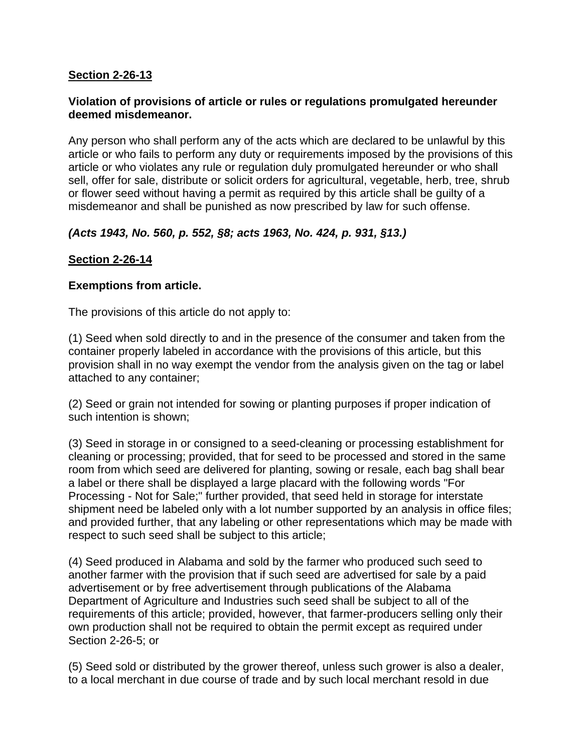**Section 2-26-13**

**Violation of provisions of article or rules or regulations promulgated hereunder deemed misdemeanor.**

Any person who shall perform any of the acts which are declared to be unlawful by this article or who fails to perform any duty or requirements imposed by the provisions of this article or who violates any rule or regulation duly promulgated hereunder or who shall sell, offer for sale, distribute or solicit orders for agricultural, vegetable, herb, tree, shrub or flower seed without having a permit as required by this article shall be guilty of a misdemeanor and shall be punished as now prescribed by law for such offense.

***(Acts 1943, No. 560, p. 552, §8; acts 1963, No. 424, p. 931, §13.)***

**Section 2-26-14**

**Exemptions from article.**

The provisions of this article do not apply to:

(1) Seed when sold directly to and in the presence of the consumer and taken from the container properly labeled in accordance with the provisions of this article, but this provision shall in no way exempt the vendor from the analysis given on the tag or label attached to any container;

(2) Seed or grain not intended for sowing or planting purposes if proper indication of such intention is shown;

(3) Seed in storage in or consigned to a seed-cleaning or processing establishment for cleaning or processing; provided, that for seed to be processed and stored in the same room from which seed are delivered for planting, sowing or resale, each bag shall bear a label or there shall be displayed a large placard with the following words "For Processing - Not for Sale;" further provided, that seed held in storage for interstate shipment need be labeled only with a lot number supported by an analysis in office files; and provided further, that any labeling or other representations which may be made with respect to such seed shall be subject to this article;

(4) Seed produced in Alabama and sold by the farmer who produced such seed to another farmer with the provision that if such seed are advertised for sale by a paid advertisement or by free advertisement through publications of the Alabama Department of Agriculture and Industries such seed shall be subject to all of the requirements of this article; provided, however, that farmer-producers selling only their own production shall not be required to obtain the permit except as required under Section 2-26-5; or

(5) Seed sold or distributed by the grower thereof, unless such grower is also a dealer, to a local merchant in due course of trade and by such local merchant resold in due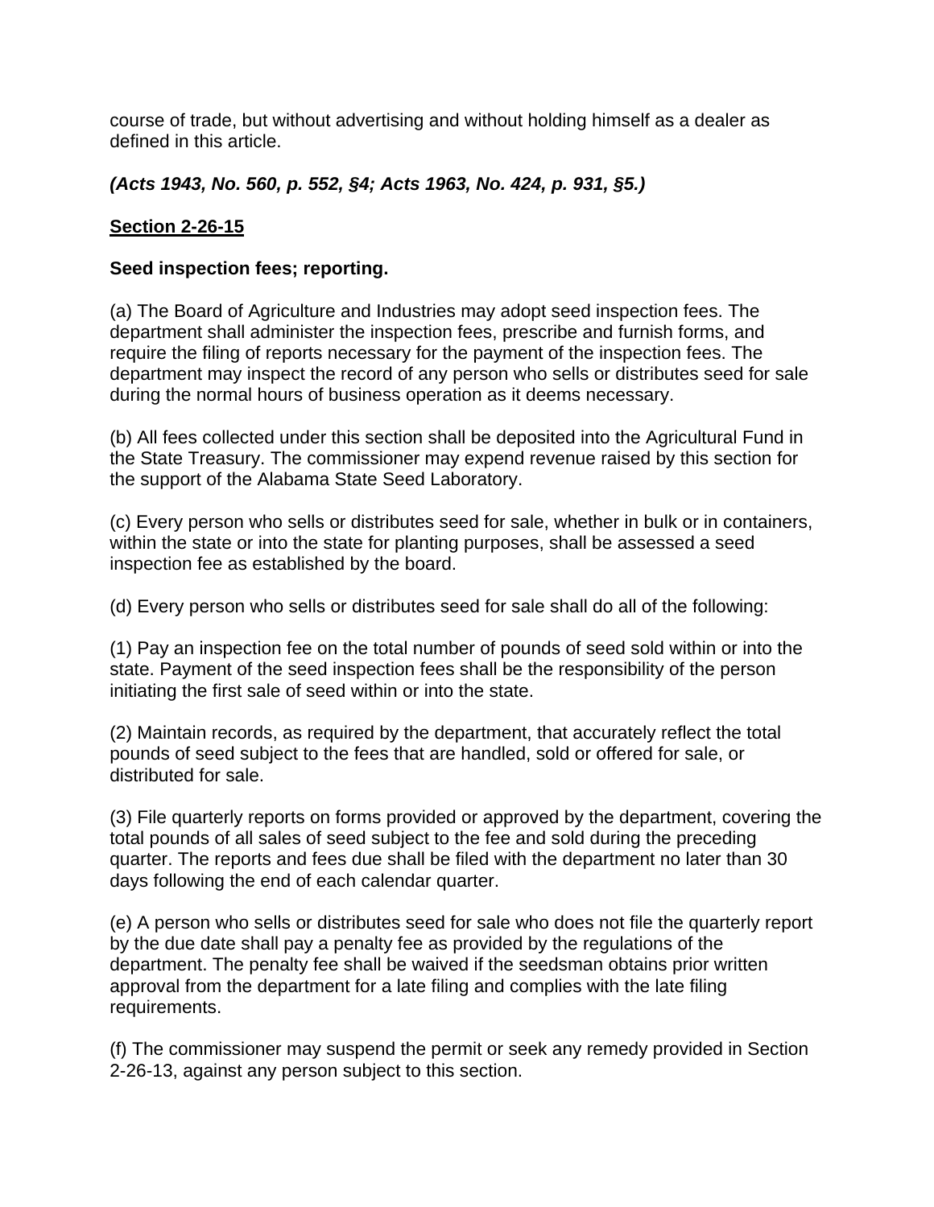course of trade, but without advertising and without holding himself as a dealer as defined in this article.

***(Acts 1943, No. 560, p. 552, §4; Acts 1963, No. 424, p. 931, §5.)***

## Section 2-26-15

**Seed inspection fees; reporting.**

(a) The Board of Agriculture and Industries may adopt seed inspection fees. The department shall administer the inspection fees, prescribe and furnish forms, and require the filing of reports necessary for the payment of the inspection fees. The department may inspect the record of any person who sells or distributes seed for sale during the normal hours of business operation as it deems necessary.

(b) All fees collected under this section shall be deposited into the Agricultural Fund in the State Treasury. The commissioner may expend revenue raised by this section for the support of the Alabama State Seed Laboratory.

(c) Every person who sells or distributes seed for sale, whether in bulk or in containers, within the state or into the state for planting purposes, shall be assessed a seed inspection fee as established by the board.

(d) Every person who sells or distributes seed for sale shall do all of the following:

(1) Pay an inspection fee on the total number of pounds of seed sold within or into the state. Payment of the seed inspection fees shall be the responsibility of the person initiating the first sale of seed within or into the state.

(2) Maintain records, as required by the department, that accurately reflect the total pounds of seed subject to the fees that are handled, sold or offered for sale, or distributed for sale.

(3) File quarterly reports on forms provided or approved by the department, covering the total pounds of all sales of seed subject to the fee and sold during the preceding quarter. The reports and fees due shall be filed with the department no later than 30 days following the end of each calendar quarter.

(e) A person who sells or distributes seed for sale who does not file the quarterly report by the due date shall pay a penalty fee as provided by the regulations of the department. The penalty fee shall be waived if the seedsman obtains prior written approval from the department for a late filing and complies with the late filing requirements.

(f) The commissioner may suspend the permit or seek any remedy provided in Section 2-26-13, against any person subject to this section.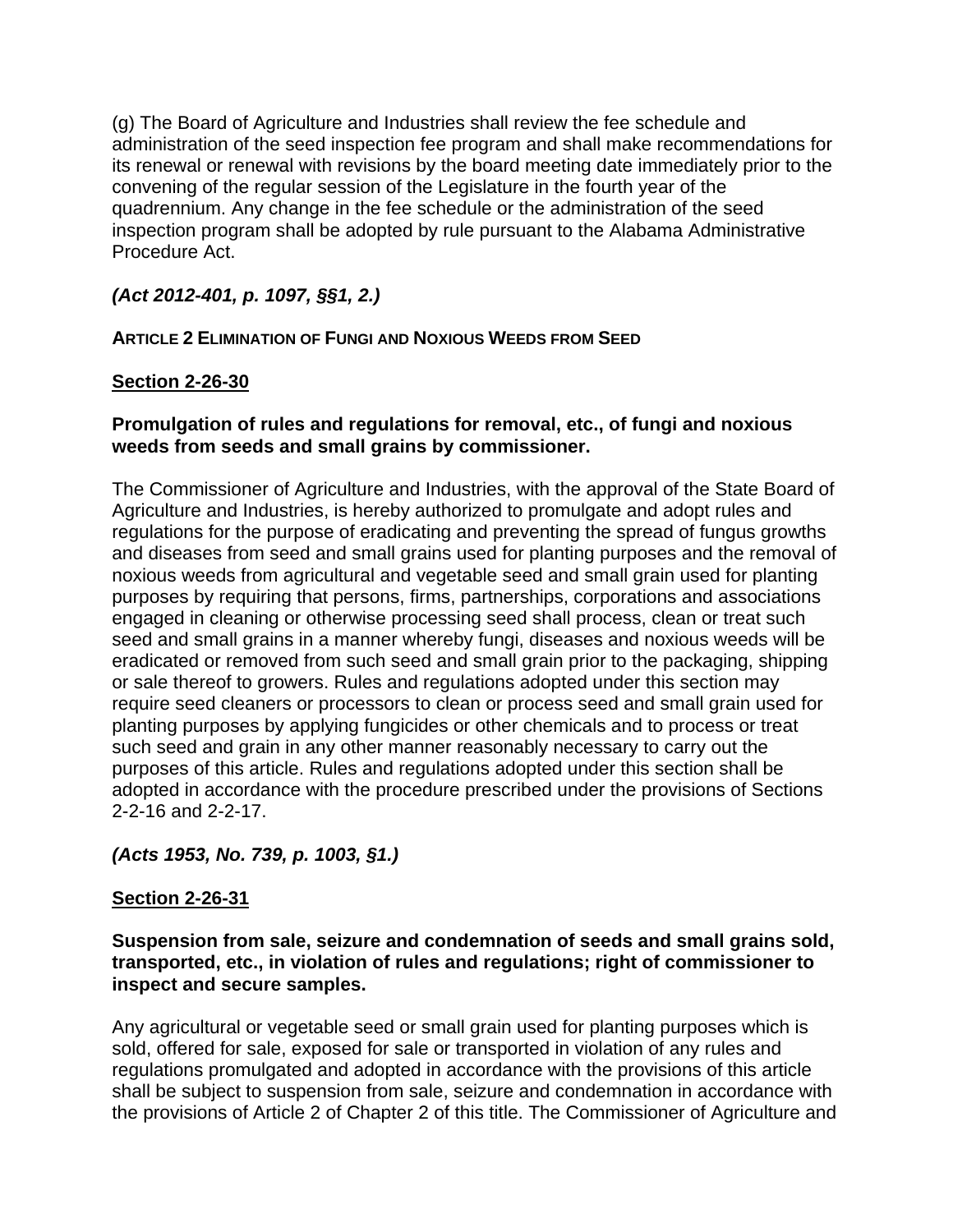(g) The Board of Agriculture and Industries shall review the fee schedule and administration of the seed inspection fee program and shall make recommendations for its renewal or renewal with revisions by the board meeting date immediately prior to the convening of the regular session of the Legislature in the fourth year of the quadrennium. Any change in the fee schedule or the administration of the seed inspection program shall be adopted by rule pursuant to the Alabama Administrative Procedure Act.

***(Act 2012-401, p. 1097, §§1, 2.)***

**ARTICLE 2 ELIMINATION OF FUNGI AND NOXIOUS WEEDS FROM SEED**

**Section 2-26-30**

**Promulgation of rules and regulations for removal, etc., of fungi and noxious weeds from seeds and small grains by commissioner.**

The Commissioner of Agriculture and Industries, with the approval of the State Board of Agriculture and Industries, is hereby authorized to promulgate and adopt rules and regulations for the purpose of eradicating and preventing the spread of fungus growths and diseases from seed and small grains used for planting purposes and the removal of noxious weeds from agricultural and vegetable seed and small grain used for planting purposes by requiring that persons, firms, partnerships, corporations and associations engaged in cleaning or otherwise processing seed shall process, clean or treat such seed and small grains in a manner whereby fungi, diseases and noxious weeds will be eradicated or removed from such seed and small grain prior to the packaging, shipping or sale thereof to growers. Rules and regulations adopted under this section may require seed cleaners or processors to clean or process seed and small grain used for planting purposes by applying fungicides or other chemicals and to process or treat such seed and grain in any other manner reasonably necessary to carry out the purposes of this article. Rules and regulations adopted under this section shall be adopted in accordance with the procedure prescribed under the provisions of Sections 2-2-16 and 2-2-17.

***(Acts 1953, No. 739, p. 1003, §1.)***

**Section 2-26-31**

**Suspension from sale, seizure and condemnation of seeds and small grains sold, transported, etc., in violation of rules and regulations; right of commissioner to inspect and secure samples.**

Any agricultural or vegetable seed or small grain used for planting purposes which is sold, offered for sale, exposed for sale or transported in violation of any rules and regulations promulgated and adopted in accordance with the provisions of this article shall be subject to suspension from sale, seizure and condemnation in accordance with the provisions of Article 2 of Chapter 2 of this title. The Commissioner of Agriculture and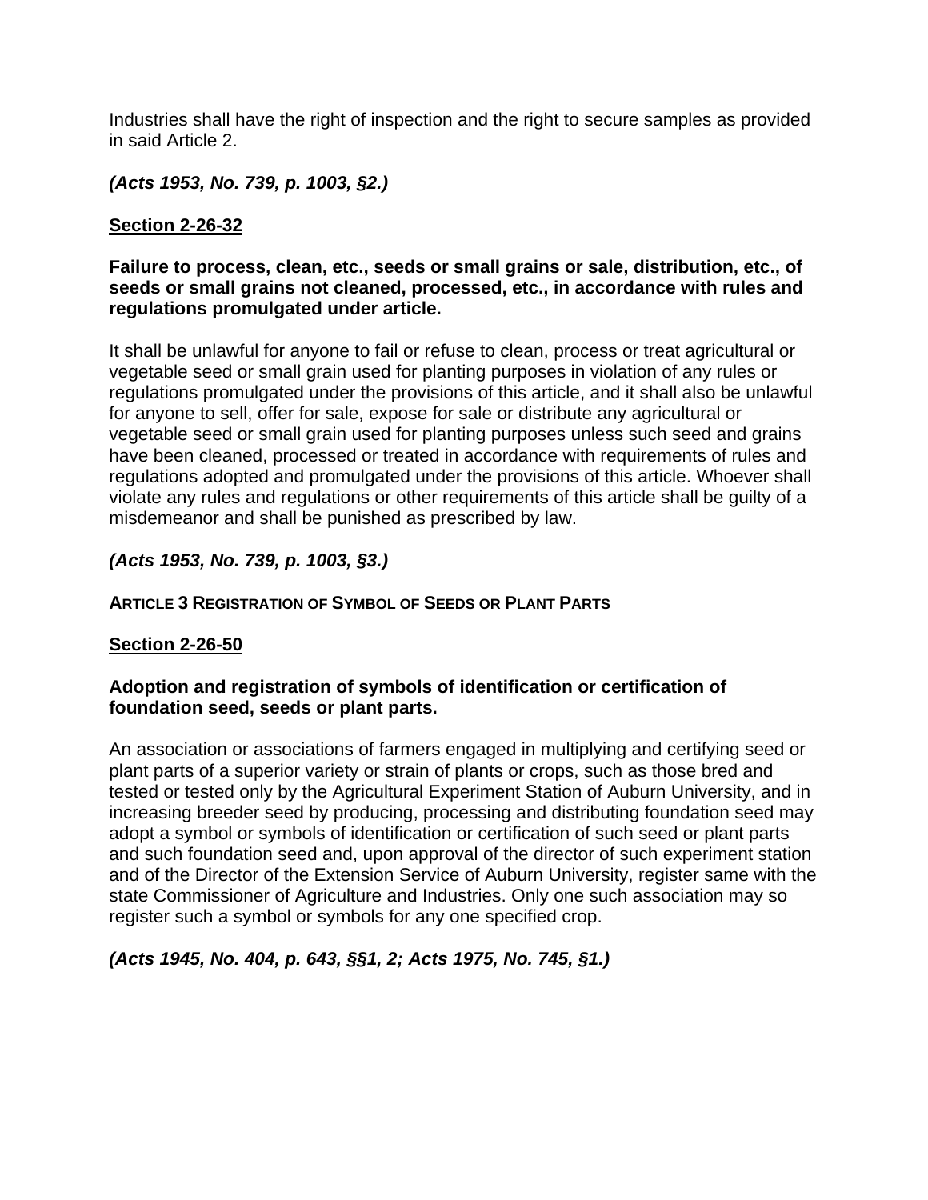Industries shall have the right of inspection and the right to secure samples as provided in said Article 2.

***(Acts 1953, No. 739, p. 1003, §2.)***

**<u>Section 2-26-32</u>**

**Failure to process, clean, etc., seeds or small grains or sale, distribution, etc., of seeds or small grains not cleaned, processed, etc., in accordance with rules and regulations promulgated under article.**

It shall be unlawful for anyone to fail or refuse to clean, process or treat agricultural or vegetable seed or small grain used for planting purposes in violation of any rules or regulations promulgated under the provisions of this article, and it shall also be unlawful for anyone to sell, offer for sale, expose for sale or distribute any agricultural or vegetable seed or small grain used for planting purposes unless such seed and grains have been cleaned, processed or treated in accordance with requirements of rules and regulations adopted and promulgated under the provisions of this article. Whoever shall violate any rules and regulations or other requirements of this article shall be guilty of a misdemeanor and shall be punished as prescribed by law.

***(Acts 1953, No. 739, p. 1003, §3.)***

**ARTICLE 3 REGISTRATION OF SYMBOL OF SEEDS OR PLANT PARTS**

**<u>Section 2-26-50</u>**

**Adoption and registration of symbols of identification or certification of foundation seed, seeds or plant parts.**

An association or associations of farmers engaged in multiplying and certifying seed or plant parts of a superior variety or strain of plants or crops, such as those bred and tested or tested only by the Agricultural Experiment Station of Auburn University, and in increasing breeder seed by producing, processing and distributing foundation seed may adopt a symbol or symbols of identification or certification of such seed or plant parts and such foundation seed and, upon approval of the director of such experiment station and of the Director of the Extension Service of Auburn University, register same with the state Commissioner of Agriculture and Industries. Only one such association may so register such a symbol or symbols for any one specified crop.

***(Acts 1945, No. 404, p. 643, §§1, 2; Acts 1975, No. 745, §1.)***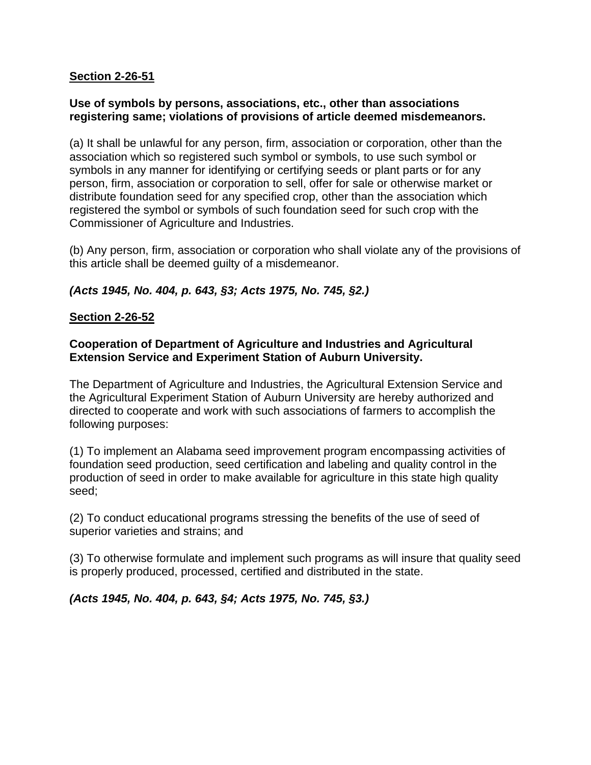**Section 2-26-51**

**Use of symbols by persons, associations, etc., other than associations registering same; violations of provisions of article deemed misdemeanors.**

(a) It shall be unlawful for any person, firm, association or corporation, other than the association which so registered such symbol or symbols, to use such symbol or symbols in any manner for identifying or certifying seeds or plant parts or for any person, firm, association or corporation to sell, offer for sale or otherwise market or distribute foundation seed for any specified crop, other than the association which registered the symbol or symbols of such foundation seed for such crop with the Commissioner of Agriculture and Industries.

(b) Any person, firm, association or corporation who shall violate any of the provisions of this article shall be deemed guilty of a misdemeanor.

***(Acts 1945, No. 404, p. 643, §3; Acts 1975, No. 745, §2.)***

**Section 2-26-52**

**Cooperation of Department of Agriculture and Industries and Agricultural Extension Service and Experiment Station of Auburn University.**

The Department of Agriculture and Industries, the Agricultural Extension Service and the Agricultural Experiment Station of Auburn University are hereby authorized and directed to cooperate and work with such associations of farmers to accomplish the following purposes:

(1) To implement an Alabama seed improvement program encompassing activities of foundation seed production, seed certification and labeling and quality control in the production of seed in order to make available for agriculture in this state high quality seed;

(2) To conduct educational programs stressing the benefits of the use of seed of superior varieties and strains; and

(3) To otherwise formulate and implement such programs as will insure that quality seed is properly produced, processed, certified and distributed in the state.

***(Acts 1945, No. 404, p. 643, §4; Acts 1975, No. 745, §3.)***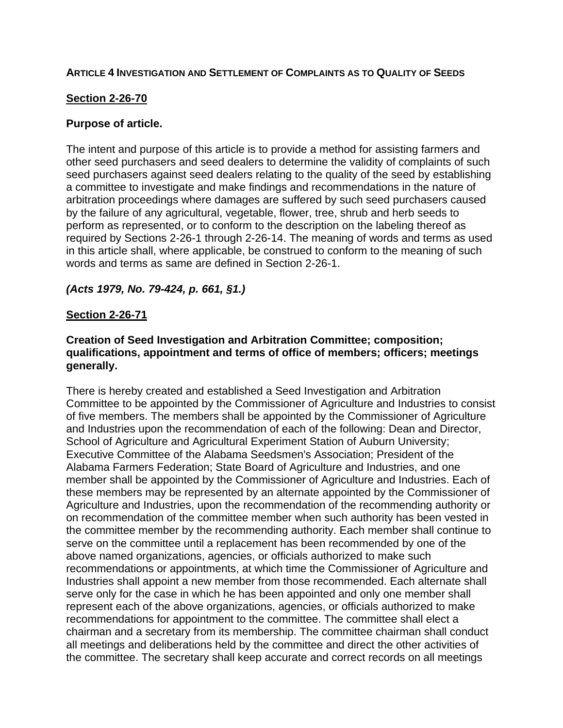**ARTICLE 4 INVESTIGATION AND SETTLEMENT OF COMPLAINTS AS TO QUALITY OF SEEDS**

**Section 2-26-70**

**Purpose of article.**

The intent and purpose of this article is to provide a method for assisting farmers and other seed purchasers and seed dealers to determine the validity of complaints of such seed purchasers against seed dealers relating to the quality of the seed by establishing a committee to investigate and make findings and recommendations in the nature of arbitration proceedings where damages are suffered by such seed purchasers caused by the failure of any agricultural, vegetable, flower, tree, shrub and herb seeds to perform as represented, or to conform to the description on the labeling thereof as required by Sections 2-26-1 through 2-26-14. The meaning of words and terms as used in this article shall, where applicable, be construed to conform to the meaning of such words and terms as same are defined in Section 2-26-1.

***(Acts 1979, No. 79-424, p. 661, §1.)***

**Section 2-26-71**

**Creation of Seed Investigation and Arbitration Committee; composition; qualifications, appointment and terms of office of members; officers; meetings generally.**

There is hereby created and established a Seed Investigation and Arbitration Committee to be appointed by the Commissioner of Agriculture and Industries to consist of five members. The members shall be appointed by the Commissioner of Agriculture and Industries upon the recommendation of each of the following: Dean and Director, School of Agriculture and Agricultural Experiment Station of Auburn University; Executive Committee of the Alabama Seedsmen's Association; President of the Alabama Farmers Federation; State Board of Agriculture and Industries, and one member shall be appointed by the Commissioner of Agriculture and Industries. Each of these members may be represented by an alternate appointed by the Commissioner of Agriculture and Industries, upon the recommendation of the recommending authority or on recommendation of the committee member when such authority has been vested in the committee member by the recommending authority. Each member shall continue to serve on the committee until a replacement has been recommended by one of the above named organizations, agencies, or officials authorized to make such recommendations or appointments, at which time the Commissioner of Agriculture and Industries shall appoint a new member from those recommended. Each alternate shall serve only for the case in which he has been appointed and only one member shall represent each of the above organizations, agencies, or officials authorized to make recommendations for appointment to the committee. The committee shall elect a chairman and a secretary from its membership. The committee chairman shall conduct all meetings and deliberations held by the committee and direct the other activities of the committee. The secretary shall keep accurate and correct records on all meetings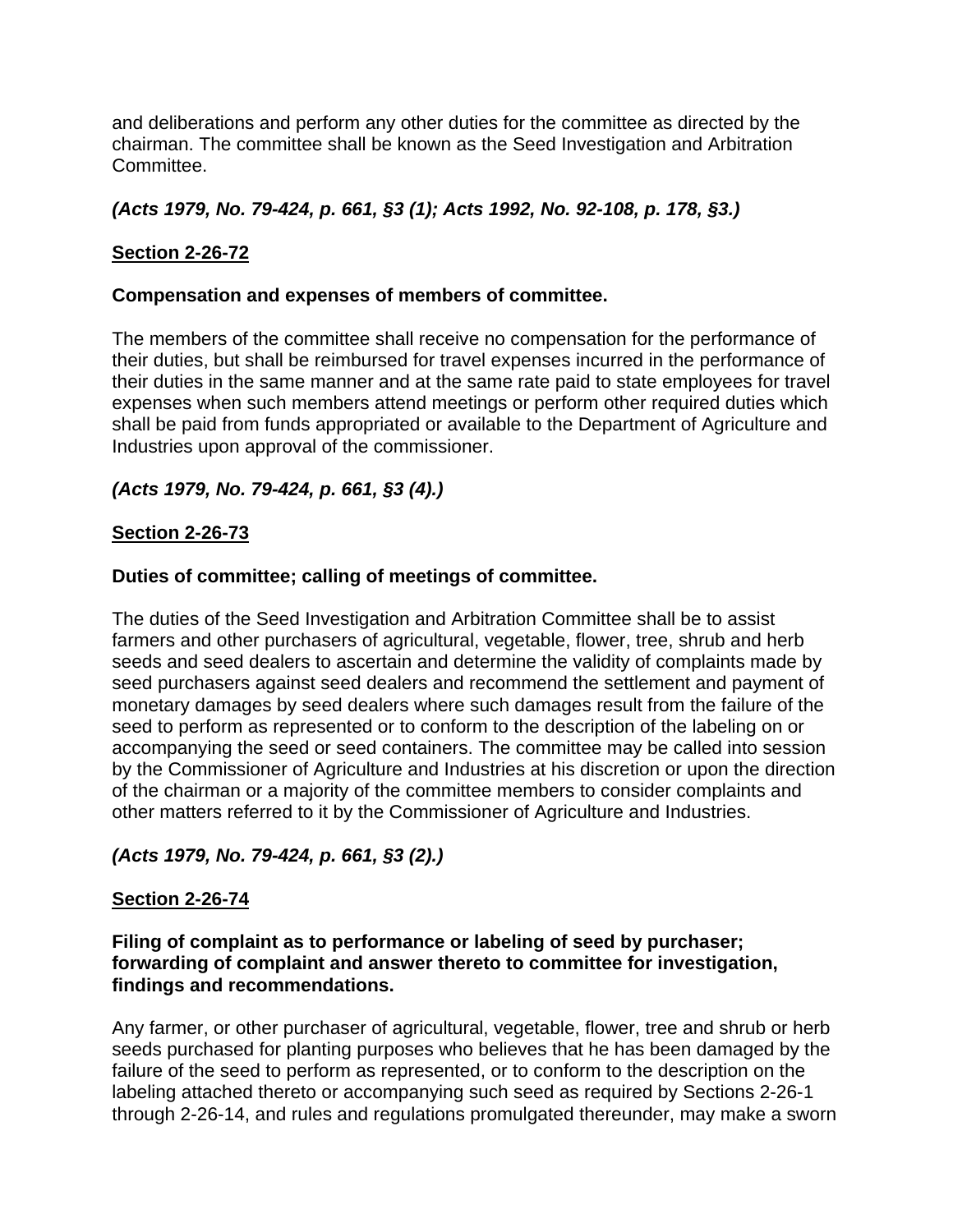and deliberations and perform any other duties for the committee as directed by the chairman. The committee shall be known as the Seed Investigation and Arbitration Committee.

***(Acts 1979, No. 79-424, p. 661, §3 (1); Acts 1992, No. 92-108, p. 178, §3.)***

**Section 2-26-72**

**Compensation and expenses of members of committee.**

The members of the committee shall receive no compensation for the performance of their duties, but shall be reimbursed for travel expenses incurred in the performance of their duties in the same manner and at the same rate paid to state employees for travel expenses when such members attend meetings or perform other required duties which shall be paid from funds appropriated or available to the Department of Agriculture and Industries upon approval of the commissioner.

***(Acts 1979, No. 79-424, p. 661, §3 (4).)***

**Section 2-26-73**

**Duties of committee; calling of meetings of committee.**

The duties of the Seed Investigation and Arbitration Committee shall be to assist farmers and other purchasers of agricultural, vegetable, flower, tree, shrub and herb seeds and seed dealers to ascertain and determine the validity of complaints made by seed purchasers against seed dealers and recommend the settlement and payment of monetary damages by seed dealers where such damages result from the failure of the seed to perform as represented or to conform to the description of the labeling on or accompanying the seed or seed containers. The committee may be called into session by the Commissioner of Agriculture and Industries at his discretion or upon the direction of the chairman or a majority of the committee members to consider complaints and other matters referred to it by the Commissioner of Agriculture and Industries.

***(Acts 1979, No. 79-424, p. 661, §3 (2).)***

**Section 2-26-74**

**Filing of complaint as to performance or labeling of seed by purchaser; forwarding of complaint and answer thereto to committee for investigation, findings and recommendations.**

Any farmer, or other purchaser of agricultural, vegetable, flower, tree and shrub or herb seeds purchased for planting purposes who believes that he has been damaged by the failure of the seed to perform as represented, or to conform to the description on the labeling attached thereto or accompanying such seed as required by Sections 2-26-1 through 2-26-14, and rules and regulations promulgated thereunder, may make a sworn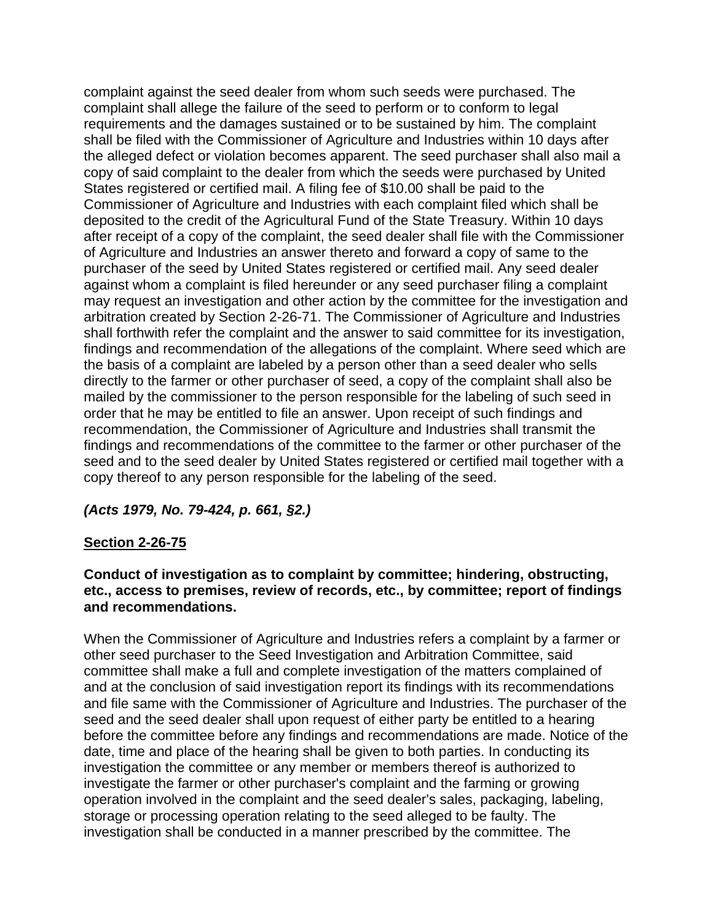complaint against the seed dealer from whom such seeds were purchased. The complaint shall allege the failure of the seed to perform or to conform to legal requirements and the damages sustained or to be sustained by him. The complaint shall be filed with the Commissioner of Agriculture and Industries within 10 days after the alleged defect or violation becomes apparent. The seed purchaser shall also mail a copy of said complaint to the dealer from which the seeds were purchased by United States registered or certified mail. A filing fee of $10.00 shall be paid to the Commissioner of Agriculture and Industries with each complaint filed which shall be deposited to the credit of the Agricultural Fund of the State Treasury. Within 10 days after receipt of a copy of the complaint, the seed dealer shall file with the Commissioner of Agriculture and Industries an answer thereto and forward a copy of same to the purchaser of the seed by United States registered or certified mail. Any seed dealer against whom a complaint is filed hereunder or any seed purchaser filing a complaint may request an investigation and other action by the committee for the investigation and arbitration created by Section 2-26-71. The Commissioner of Agriculture and Industries shall forthwith refer the complaint and the answer to said committee for its investigation, findings and recommendation of the allegations of the complaint. Where seed which are the basis of a complaint are labeled by a person other than a seed dealer who sells directly to the farmer or other purchaser of seed, a copy of the complaint shall also be mailed by the commissioner to the person responsible for the labeling of such seed in order that he may be entitled to file an answer. Upon receipt of such findings and recommendation, the Commissioner of Agriculture and Industries shall transmit the findings and recommendations of the committee to the farmer or other purchaser of the seed and to the seed dealer by United States registered or certified mail together with a copy thereof to any person responsible for the labeling of the seed.

***(Acts 1979, No. 79-424, p. 661, §2.)***

**Section 2-26-75**

**Conduct of investigation as to complaint by committee; hindering, obstructing, etc., access to premises, review of records, etc., by committee; report of findings and recommendations.**

When the Commissioner of Agriculture and Industries refers a complaint by a farmer or other seed purchaser to the Seed Investigation and Arbitration Committee, said committee shall make a full and complete investigation of the matters complained of and at the conclusion of said investigation report its findings with its recommendations and file same with the Commissioner of Agriculture and Industries. The purchaser of the seed and the seed dealer shall upon request of either party be entitled to a hearing before the committee before any findings and recommendations are made. Notice of the date, time and place of the hearing shall be given to both parties. In conducting its investigation the committee or any member or members thereof is authorized to investigate the farmer or other purchaser's complaint and the farming or growing operation involved in the complaint and the seed dealer's sales, packaging, labeling, storage or processing operation relating to the seed alleged to be faulty. The investigation shall be conducted in a manner prescribed by the committee. The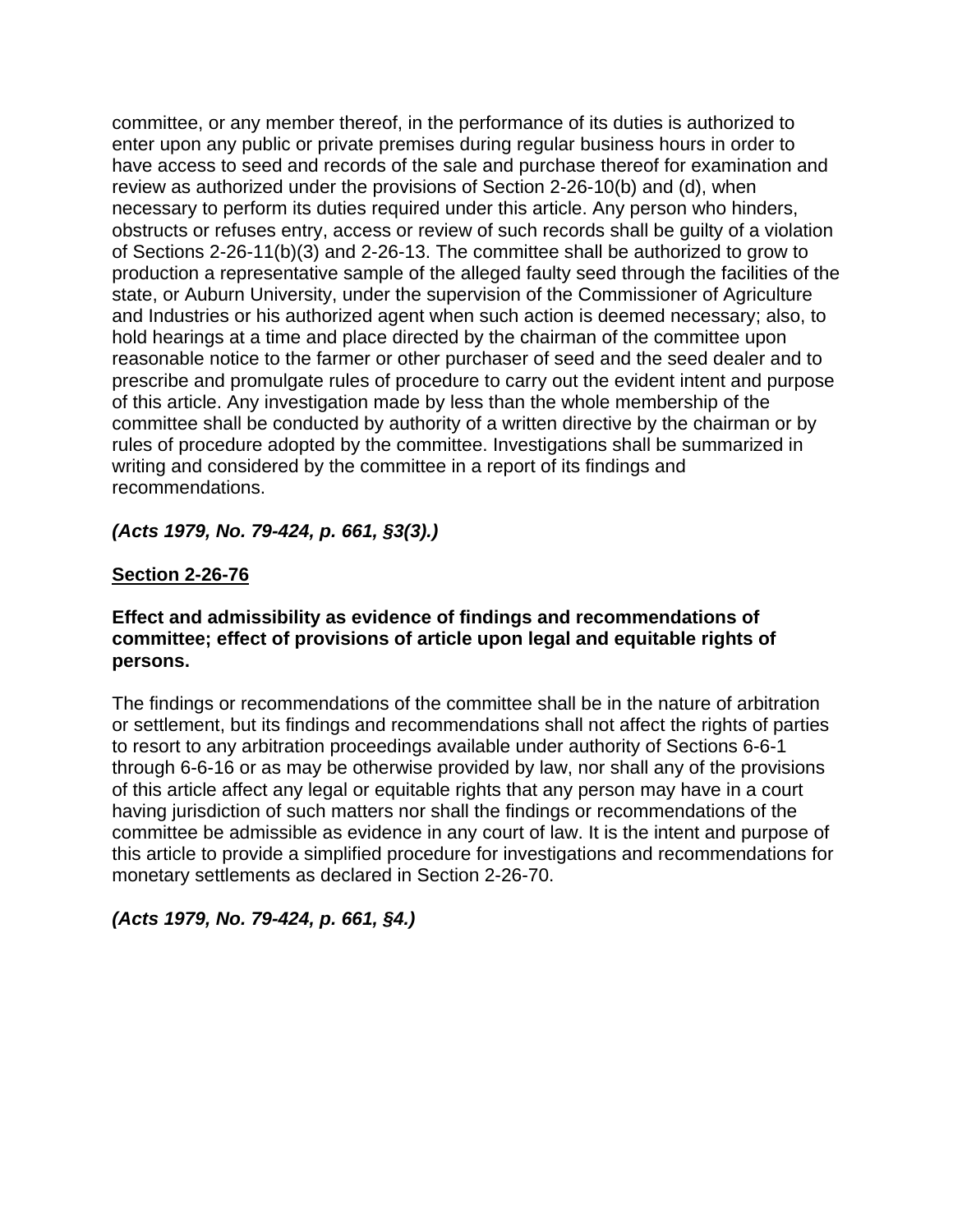committee, or any member thereof, in the performance of its duties is authorized to enter upon any public or private premises during regular business hours in order to have access to seed and records of the sale and purchase thereof for examination and review as authorized under the provisions of Section 2-26-10(b) and (d), when necessary to perform its duties required under this article. Any person who hinders, obstructs or refuses entry, access or review of such records shall be guilty of a violation of Sections 2-26-11(b)(3) and 2-26-13. The committee shall be authorized to grow to production a representative sample of the alleged faulty seed through the facilities of the state, or Auburn University, under the supervision of the Commissioner of Agriculture and Industries or his authorized agent when such action is deemed necessary; also, to hold hearings at a time and place directed by the chairman of the committee upon reasonable notice to the farmer or other purchaser of seed and the seed dealer and to prescribe and promulgate rules of procedure to carry out the evident intent and purpose of this article. Any investigation made by less than the whole membership of the committee shall be conducted by authority of a written directive by the chairman or by rules of procedure adopted by the committee. Investigations shall be summarized in writing and considered by the committee in a report of its findings and recommendations.

***(Acts 1979, No. 79-424, p. 661, §3(3).)***

**Section 2-26-76**

**Effect and admissibility as evidence of findings and recommendations of committee; effect of provisions of article upon legal and equitable rights of persons.**

The findings or recommendations of the committee shall be in the nature of arbitration or settlement, but its findings and recommendations shall not affect the rights of parties to resort to any arbitration proceedings available under authority of Sections 6-6-1 through 6-6-16 or as may be otherwise provided by law, nor shall any of the provisions of this article affect any legal or equitable rights that any person may have in a court having jurisdiction of such matters nor shall the findings or recommendations of the committee be admissible as evidence in any court of law. It is the intent and purpose of this article to provide a simplified procedure for investigations and recommendations for monetary settlements as declared in Section 2-26-70.

***(Acts 1979, No. 79-424, p. 661, §4.)***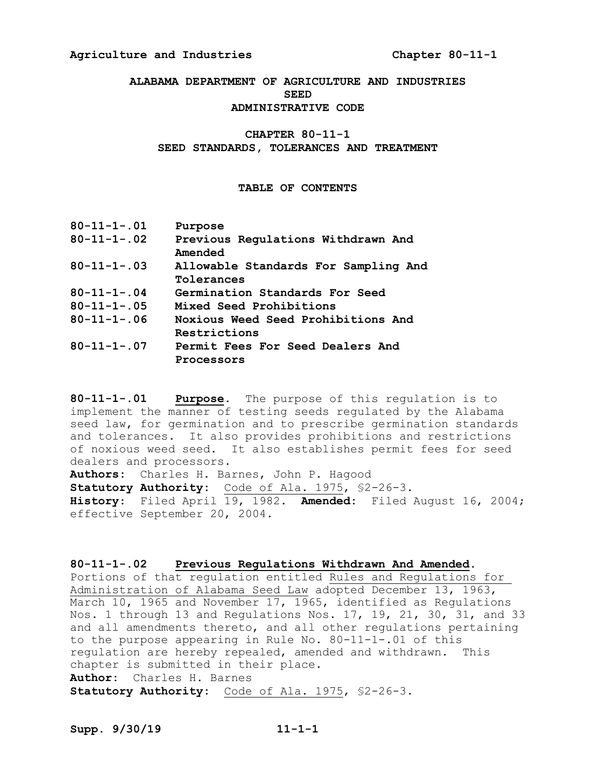**ALABAMA DEPARTMENT OF AGRICULTURE AND INDUSTRIES**
**SEED**
**ADMINISTRATIVE CODE**

# CHAPTER 80-11-1
# SEED STANDARDS, TOLERANCES AND TREATMENT

## TABLE OF CONTENTS

| | |
|---|---|
| **80-11-1-.01** | **Purpose** |
| **80-11-1-.02** | **Previous Regulations Withdrawn And Amended** |
| **80-11-1-.03** | **Allowable Standards For Sampling And Tolerances** |
| **80-11-1-.04** | **Germination Standards For Seed** |
| **80-11-1-.05** | **Mixed Seed Prohibitions** |
| **80-11-1-.06** | **Noxious Weed Seed Prohibitions And Restrictions** |
| **80-11-1-.07** | **Permit Fees For Seed Dealers And Processors** |

**80-11-1-.01 Purpose.** The purpose of this regulation is to implement the manner of testing seeds regulated by the Alabama seed law, for germination and to prescribe germination standards and tolerances. It also provides prohibitions and restrictions of noxious weed seed. It also establishes permit fees for seed dealers and processors.
**Authors:** Charles H. Barnes, John P. Hagood
**Statutory Authority:** Code of Ala. 1975, §2-26-3.
**History:** Filed April 19, 1982. **Amended:** Filed August 16, 2004; effective September 20, 2004.

**80-11-1-.02 Previous Regulations Withdrawn And Amended.** Portions of that regulation entitled Rules and Regulations for Administration of Alabama Seed Law adopted December 13, 1963, March 10, 1965 and November 17, 1965, identified as Regulations Nos. 1 through 13 and Regulations Nos. 17, 19, 21, 30, 31, and 33 and all amendments thereto, and all other regulations pertaining to the purpose appearing in Rule No. 80-11-1-.01 of this regulation are hereby repealed, amended and withdrawn. This chapter is submitted in their place.
**Author:** Charles H. Barnes
**Statutory Authority:** Code of Ala. 1975, §2-26-3.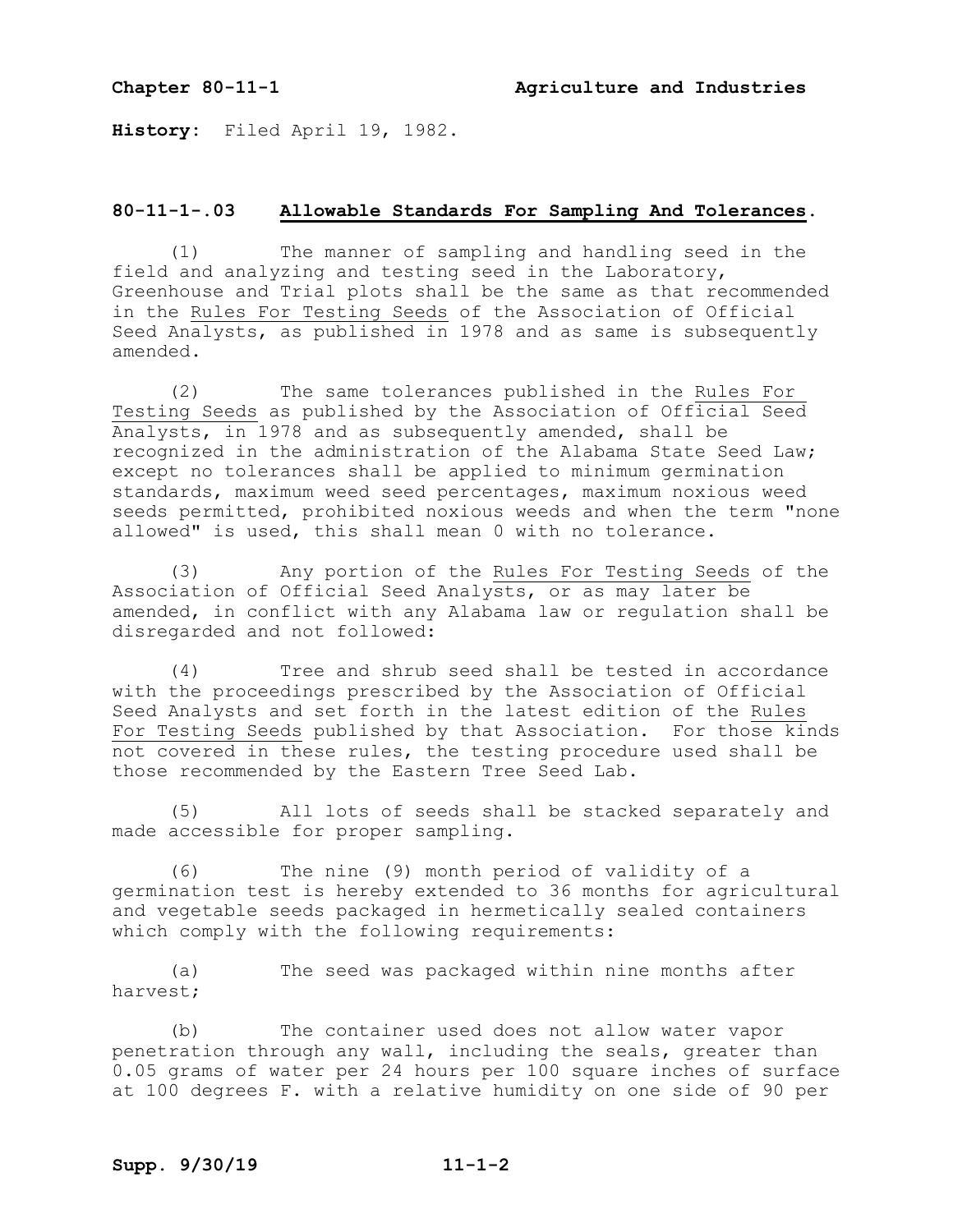**History:** Filed April 19, 1982.

## 80-11-1-.03 Allowable Standards For Sampling And Tolerances.

(1) The manner of sampling and handling seed in the field and analyzing and testing seed in the Laboratory, Greenhouse and Trial plots shall be the same as that recommended in the Rules For Testing Seeds of the Association of Official Seed Analysts, as published in 1978 and as same is subsequently amended.

(2) The same tolerances published in the Rules For Testing Seeds as published by the Association of Official Seed Analysts, in 1978 and as subsequently amended, shall be recognized in the administration of the Alabama State Seed Law; except no tolerances shall be applied to minimum germination standards, maximum weed seed percentages, maximum noxious weed seeds permitted, prohibited noxious weeds and when the term "none allowed" is used, this shall mean 0 with no tolerance.

(3) Any portion of the Rules For Testing Seeds of the Association of Official Seed Analysts, or as may later be amended, in conflict with any Alabama law or regulation shall be disregarded and not followed:

(4) Tree and shrub seed shall be tested in accordance with the proceedings prescribed by the Association of Official Seed Analysts and set forth in the latest edition of the Rules For Testing Seeds published by that Association. For those kinds not covered in these rules, the testing procedure used shall be those recommended by the Eastern Tree Seed Lab.

(5) All lots of seeds shall be stacked separately and made accessible for proper sampling.

(6) The nine (9) month period of validity of a germination test is hereby extended to 36 months for agricultural and vegetable seeds packaged in hermetically sealed containers which comply with the following requirements:

(a) The seed was packaged within nine months after harvest;

(b) The container used does not allow water vapor penetration through any wall, including the seals, greater than 0.05 grams of water per 24 hours per 100 square inches of surface at 100 degrees F. with a relative humidity on one side of 90 per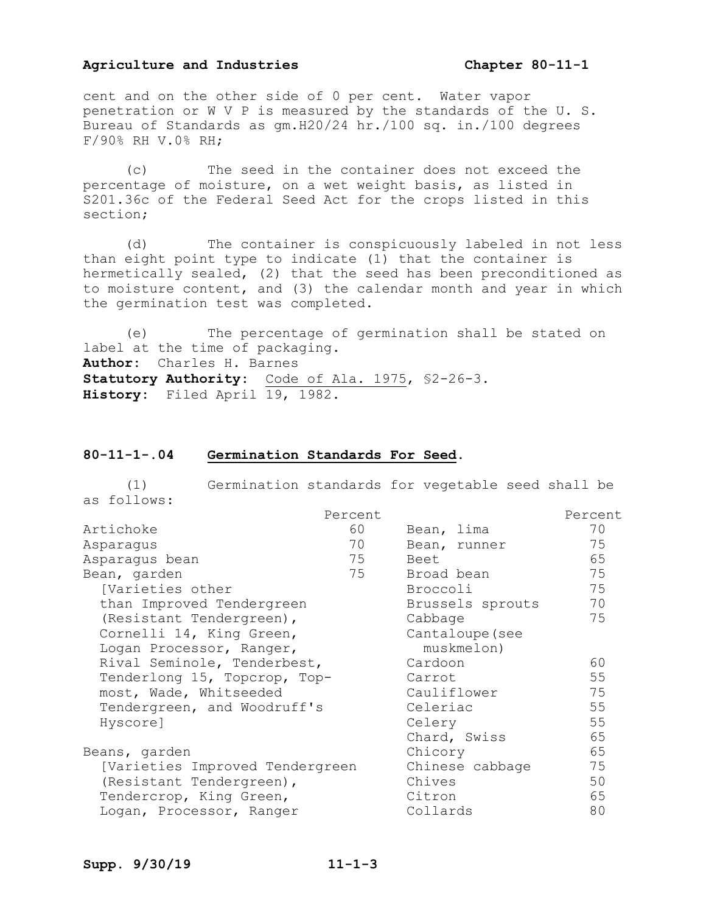cent and on the other side of 0 per cent. Water vapor penetration or W V P is measured by the standards of the U. S. Bureau of Standards as gm.H20/24 hr./100 sq. in./100 degrees F/90% RH V.0% RH;

(c) The seed in the container does not exceed the percentage of moisture, on a wet weight basis, as listed in S201.36c of the Federal Seed Act for the crops listed in this section;

(d) The container is conspicuously labeled in not less than eight point type to indicate (1) that the container is hermetically sealed, (2) that the seed has been preconditioned as to moisture content, and (3) the calendar month and year in which the germination test was completed.

(e) The percentage of germination shall be stated on label at the time of packaging.

**Author:** Charles H. Barnes
**Statutory Authority:** Code of Ala. 1975, §2-26-3.
**History:** Filed April 19, 1982.

## 80-11-1-.04 Germination Standards For Seed.

(1) Germination standards for vegetable seed shall be as follows:

| | Percent |
|---|---|
| Artichoke | 60 |
| Asparagus | 70 |
| Asparagus bean | 75 |
| Bean, garden [Varieties other than Improved Tendergreen (Resistant Tendergreen), Cornelli 14, King Green, Logan Processor, Ranger, Rival Seminole, Tenderbest, Tenderlong 15, Topcrop, Top-most, Wade, Whitseeded Tendergreen, and Woodruff's Hyscore] | 75 |
| Beans, garden [Varieties Improved Tendergreen (Resistant Tendergreen), Tendercrop, King Green, Logan, Processor, Ranger | |
| Bean, lima | 70 |
| Bean, runner | 75 |
| Beet | 65 |
| Broad bean | 75 |
| Broccoli | 75 |
| Brussels sprouts | 70 |
| Cabbage | 75 |
| Cantaloupe (see muskmelon) | |
| Cardoon | 60 |
| Carrot | 55 |
| Cauliflower | 75 |
| Celeriac | 55 |
| Celery | 55 |
| Chard, Swiss | 65 |
| Chicory | 65 |
| Chinese cabbage | 75 |
| Chives | 50 |
| Citron | 65 |
| Collards | 80 |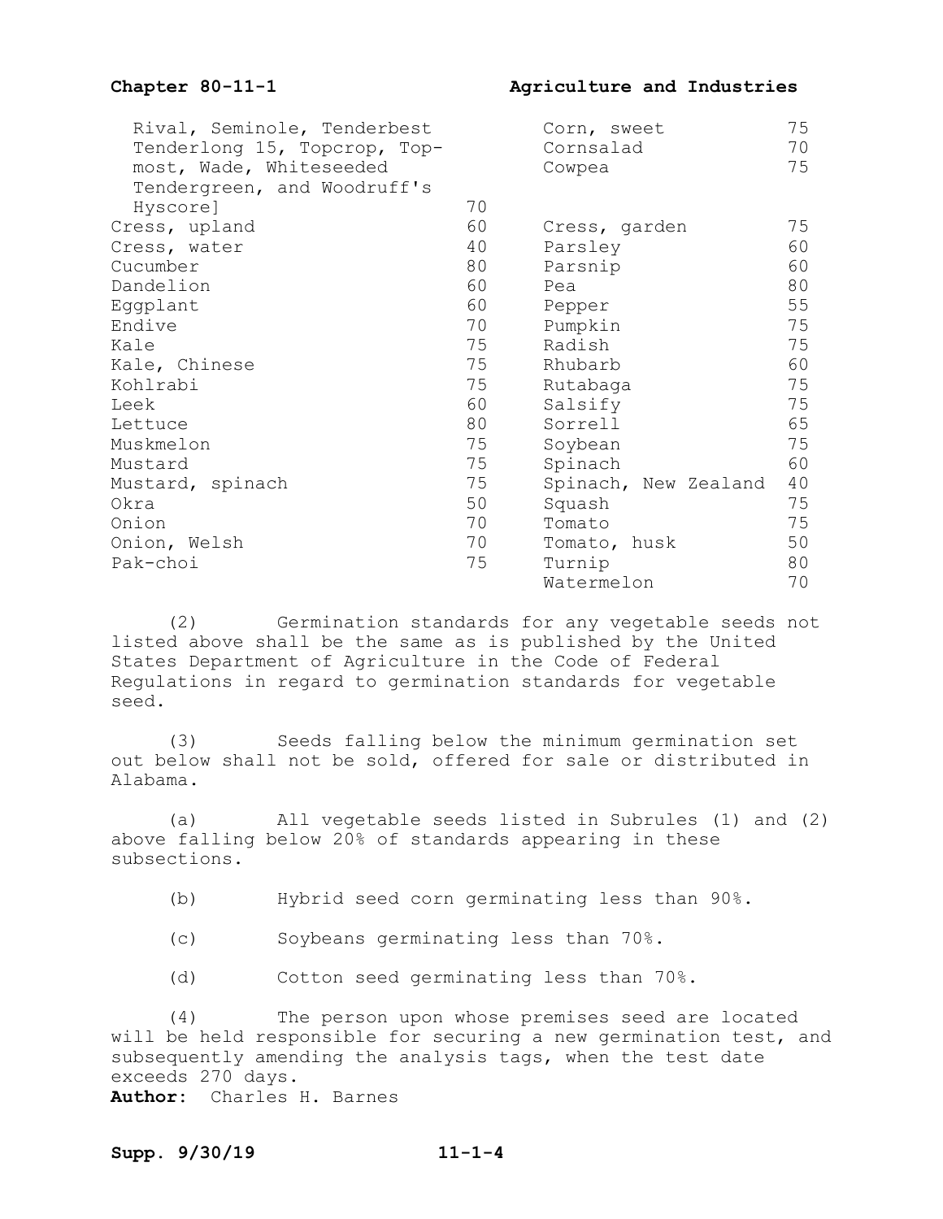| | | | |
|---|---|---|---|
| Rival, Seminole, Tenderbest Tenderlong 15, Topcrop, Topmost, Wade, Whiteseeded Tendergreen, and Woodruff's Hyscore] | 70 | Corn, sweet | 75 |
| | | Cornsalad | 70 |
| | | Cowpea | 75 |
| Cress, upland | 60 | Cress, garden | 75 |
| Cress, water | 40 | Parsley | 60 |
| Cucumber | 80 | Parsnip | 60 |
| Dandelion | 60 | Pea | 80 |
| Eggplant | 60 | Pepper | 55 |
| Endive | 70 | Pumpkin | 75 |
| Kale | 75 | Radish | 75 |
| Kale, Chinese | 75 | Rhubarb | 60 |
| Kohlrabi | 75 | Rutabaga | 75 |
| Leek | 60 | Salsify | 75 |
| Lettuce | 80 | Sorrell | 65 |
| Muskmelon | 75 | Soybean | 75 |
| Mustard | 75 | Spinach | 60 |
| Mustard, spinach | 75 | Spinach, New Zealand | 40 |
| Okra | 50 | Squash | 75 |
| Onion | 70 | Tomato | 75 |
| Onion, Welsh | 70 | Tomato, husk | 50 |
| Pak-choi | 75 | Turnip | 80 |
| | | Watermelon | 70 |

(2) Germination standards for any vegetable seeds not listed above shall be the same as is published by the United States Department of Agriculture in the Code of Federal Regulations in regard to germination standards for vegetable seed.

(3) Seeds falling below the minimum germination set out below shall not be sold, offered for sale or distributed in Alabama.

(a) All vegetable seeds listed in Subrules (1) and (2) above falling below 20% of standards appearing in these subsections.

(b) Hybrid seed corn germinating less than 90%.

(c) Soybeans germinating less than 70%.

(d) Cotton seed germinating less than 70%.

(4) The person upon whose premises seed are located will be held responsible for securing a new germination test, and subsequently amending the analysis tags, when the test date exceeds 270 days.

**Author:** Charles H. Barnes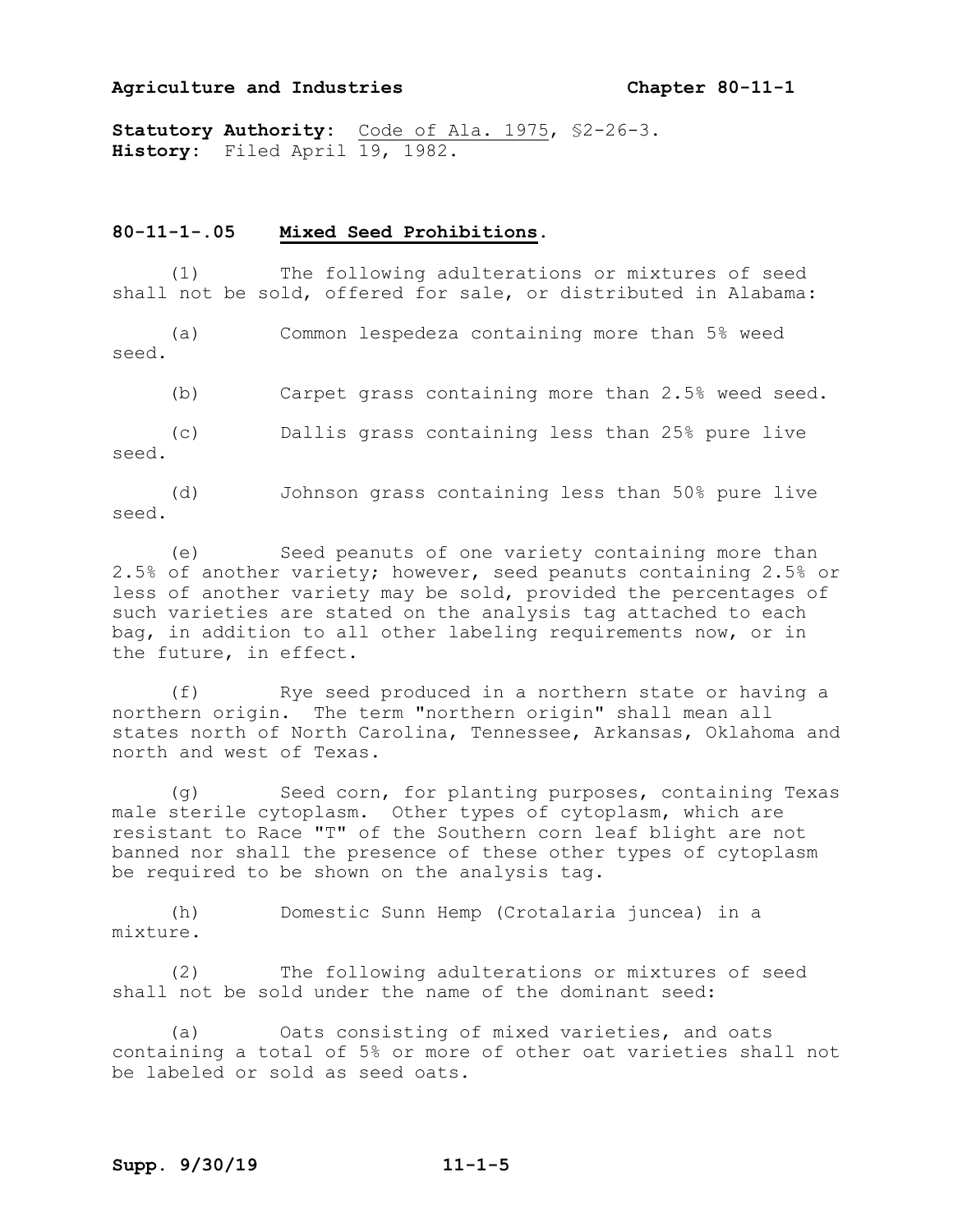**Statutory Authority:** Code of Ala. 1975, §2-26-3.
**History:** Filed April 19, 1982.

## 80-11-1-.05 Mixed Seed Prohibitions.

(1) The following adulterations or mixtures of seed shall not be sold, offered for sale, or distributed in Alabama:

(a) Common lespedeza containing more than 5% weed seed.

(b) Carpet grass containing more than 2.5% weed seed.

(c) Dallis grass containing less than 25% pure live seed.

(d) Johnson grass containing less than 50% pure live seed.

(e) Seed peanuts of one variety containing more than 2.5% of another variety; however, seed peanuts containing 2.5% or less of another variety may be sold, provided the percentages of such varieties are stated on the analysis tag attached to each bag, in addition to all other labeling requirements now, or in the future, in effect.

(f) Rye seed produced in a northern state or having a northern origin. The term "northern origin" shall mean all states north of North Carolina, Tennessee, Arkansas, Oklahoma and north and west of Texas.

(g) Seed corn, for planting purposes, containing Texas male sterile cytoplasm. Other types of cytoplasm, which are resistant to Race "T" of the Southern corn leaf blight are not banned nor shall the presence of these other types of cytoplasm be required to be shown on the analysis tag.

(h) Domestic Sunn Hemp (Crotalaria juncea) in a mixture.

(2) The following adulterations or mixtures of seed shall not be sold under the name of the dominant seed:

(a) Oats consisting of mixed varieties, and oats containing a total of 5% or more of other oat varieties shall not be labeled or sold as seed oats.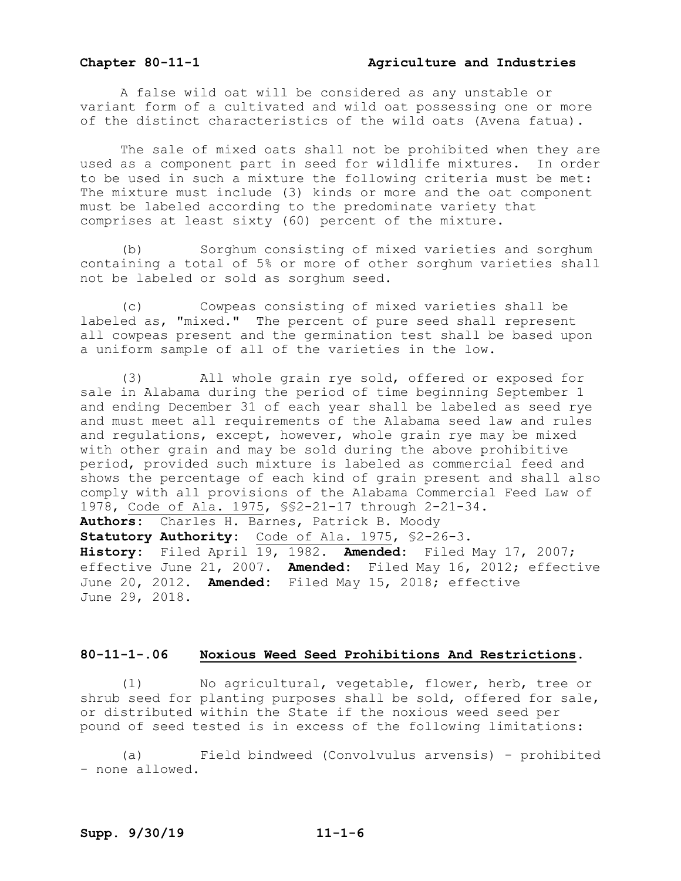A false wild oat will be considered as any unstable or variant form of a cultivated and wild oat possessing one or more of the distinct characteristics of the wild oats (Avena fatua).

The sale of mixed oats shall not be prohibited when they are used as a component part in seed for wildlife mixtures. In order to be used in such a mixture the following criteria must be met: The mixture must include (3) kinds or more and the oat component must be labeled according to the predominate variety that comprises at least sixty (60) percent of the mixture.

(b) Sorghum consisting of mixed varieties and sorghum containing a total of 5% or more of other sorghum varieties shall not be labeled or sold as sorghum seed.

(c) Cowpeas consisting of mixed varieties shall be labeled as, "mixed." The percent of pure seed shall represent all cowpeas present and the germination test shall be based upon a uniform sample of all of the varieties in the low.

(3) All whole grain rye sold, offered or exposed for sale in Alabama during the period of time beginning September 1 and ending December 31 of each year shall be labeled as seed rye and must meet all requirements of the Alabama seed law and rules and regulations, except, however, whole grain rye may be mixed with other grain and may be sold during the above prohibitive period, provided such mixture is labeled as commercial feed and shows the percentage of each kind of grain present and shall also comply with all provisions of the Alabama Commercial Feed Law of 1978, Code of Ala. 1975, §§2-21-17 through 2-21-34.

**Authors:** Charles H. Barnes, Patrick B. Moody
**Statutory Authority:** Code of Ala. 1975, §2-26-3.
**History:** Filed April 19, 1982. **Amended:** Filed May 17, 2007; effective June 21, 2007. **Amended:** Filed May 16, 2012; effective June 20, 2012. **Amended:** Filed May 15, 2018; effective June 29, 2018.

## 80-11-1-.06 Noxious Weed Seed Prohibitions And Restrictions.

(1) No agricultural, vegetable, flower, herb, tree or shrub seed for planting purposes shall be sold, offered for sale, or distributed within the State if the noxious weed seed per pound of seed tested is in excess of the following limitations:

(a) Field bindweed (Convolvulus arvensis) - prohibited - none allowed.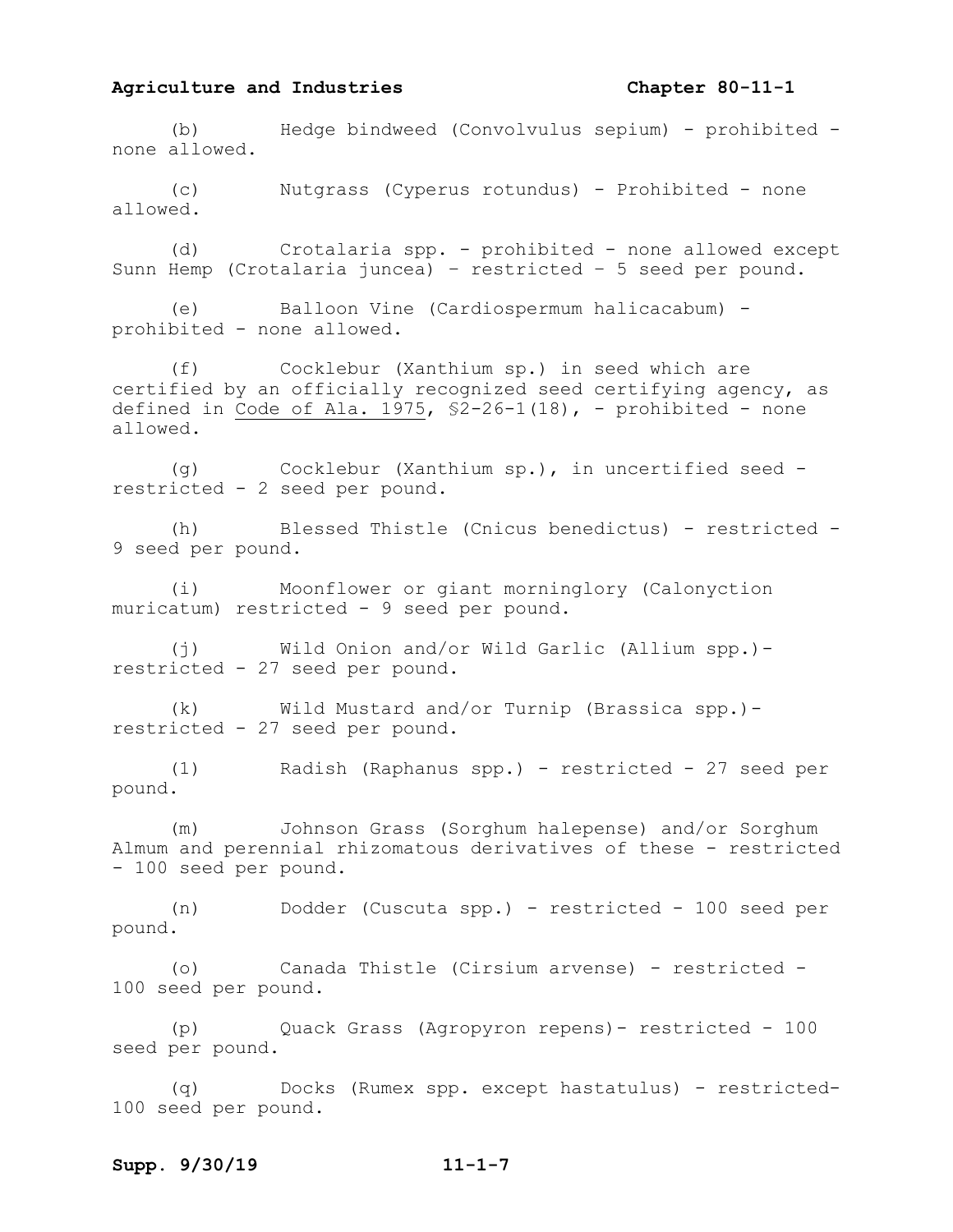(b) Hedge bindweed (Convolvulus sepium) - prohibited - none allowed.

(c) Nutgrass (Cyperus rotundus) - Prohibited - none allowed.

(d) Crotalaria spp. - prohibited - none allowed except Sunn Hemp (Crotalaria juncea) – restricted – 5 seed per pound.

(e) Balloon Vine (Cardiospermum halicacabum) - prohibited - none allowed.

(f) Cocklebur (Xanthium sp.) in seed which are certified by an officially recognized seed certifying agency, as defined in Code of Ala. 1975, §2-26-1(18), - prohibited - none allowed.

(g) Cocklebur (Xanthium sp.), in uncertified seed - restricted - 2 seed per pound.

(h) Blessed Thistle (Cnicus benedictus) - restricted - 9 seed per pound.

(i) Moonflower or giant morninglory (Calonyction muricatum) restricted - 9 seed per pound.

(j) Wild Onion and/or Wild Garlic (Allium spp.)- restricted - 27 seed per pound.

(k) Wild Mustard and/or Turnip (Brassica spp.)- restricted - 27 seed per pound.

(l) Radish (Raphanus spp.) - restricted - 27 seed per pound.

(m) Johnson Grass (Sorghum halepense) and/or Sorghum Almum and perennial rhizomatous derivatives of these - restricted - 100 seed per pound.

(n) Dodder (Cuscuta spp.) - restricted - 100 seed per pound.

(o) Canada Thistle (Cirsium arvense) - restricted - 100 seed per pound.

(p) Quack Grass (Agropyron repens)- restricted - 100 seed per pound.

(q) Docks (Rumex spp. except hastatulus) - restricted- 100 seed per pound.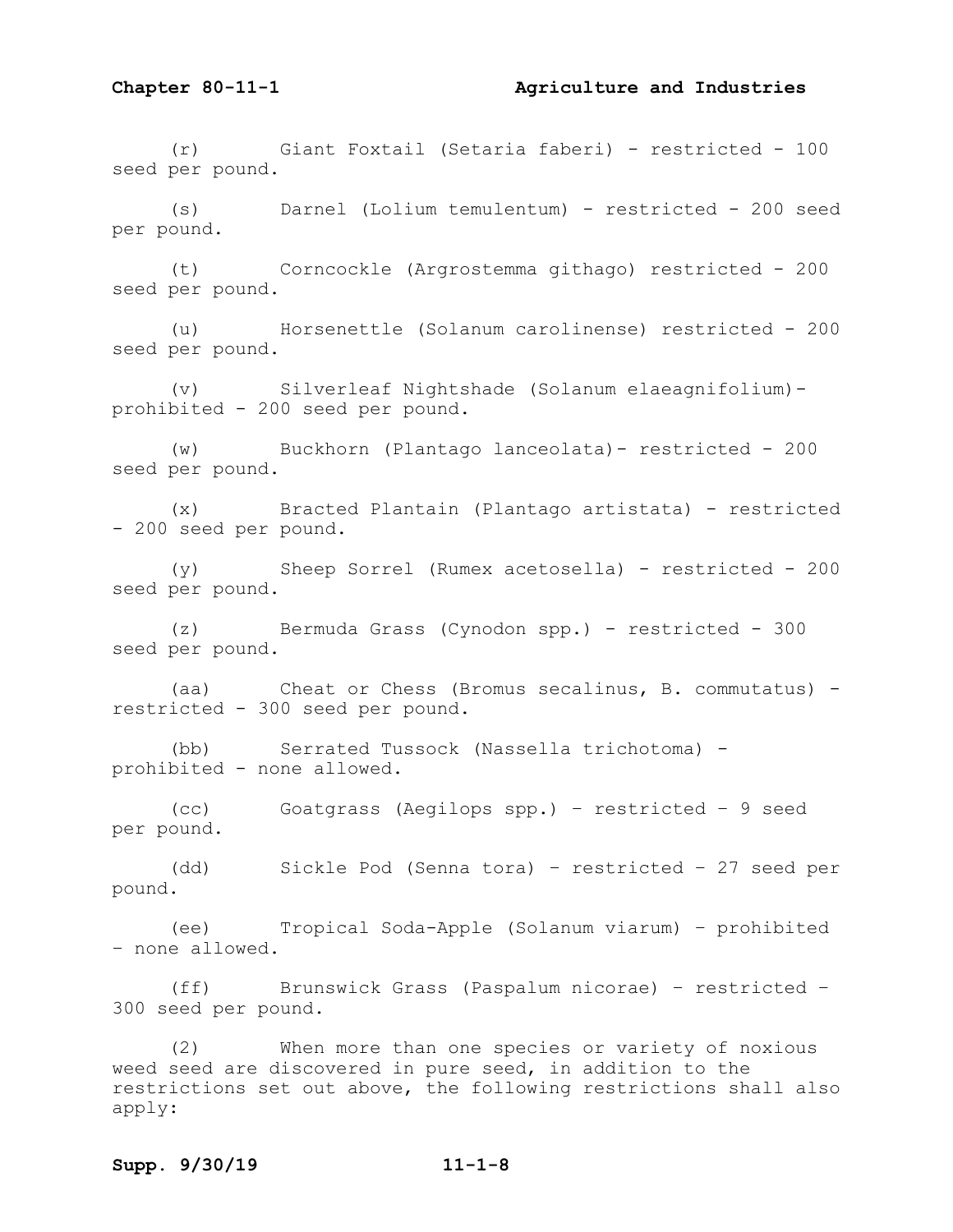(r) Giant Foxtail (Setaria faberi) - restricted - 100 seed per pound.

(s) Darnel (Lolium temulentum) - restricted - 200 seed per pound.

(t) Corncockle (Argrostemma githago) restricted - 200 seed per pound.

(u) Horsenettle (Solanum carolinense) restricted - 200 seed per pound.

(v) Silverleaf Nightshade (Solanum elaeagnifolium)- prohibited - 200 seed per pound.

(w) Buckhorn (Plantago lanceolata)- restricted - 200 seed per pound.

(x) Bracted Plantain (Plantago artistata) - restricted - 200 seed per pound.

(y) Sheep Sorrel (Rumex acetosella) - restricted - 200 seed per pound.

(z) Bermuda Grass (Cynodon spp.) - restricted - 300 seed per pound.

(aa) Cheat or Chess (Bromus secalinus, B. commutatus) - restricted - 300 seed per pound.

(bb) Serrated Tussock (Nassella trichotoma) - prohibited - none allowed.

(cc) Goatgrass (Aegilops spp.) – restricted – 9 seed per pound.

(dd) Sickle Pod (Senna tora) – restricted – 27 seed per pound.

(ee) Tropical Soda-Apple (Solanum viarum) – prohibited – none allowed.

(ff) Brunswick Grass (Paspalum nicorae) – restricted – 300 seed per pound.

(2) When more than one species or variety of noxious weed seed are discovered in pure seed, in addition to the restrictions set out above, the following restrictions shall also apply: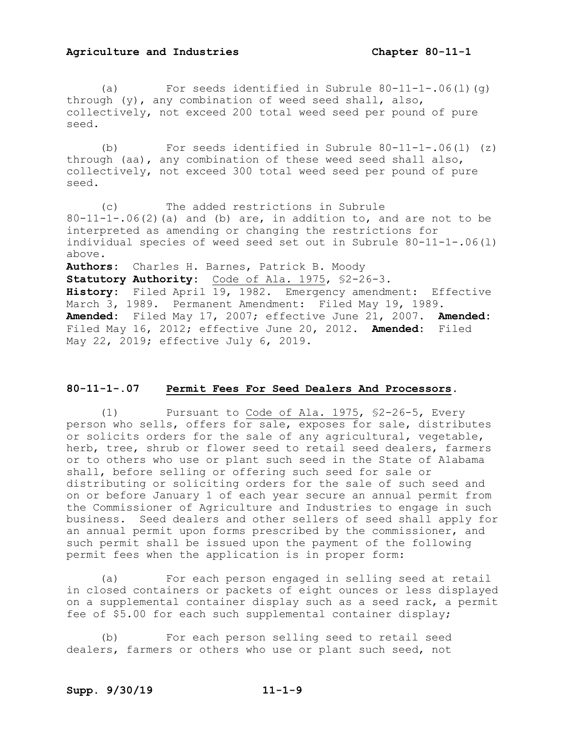(a) For seeds identified in Subrule 80-11-1-.06(l)(g) through (y), any combination of weed seed shall, also, collectively, not exceed 200 total weed seed per pound of pure seed.

(b) For seeds identified in Subrule 80-11-1-.06(l) (z) through (aa), any combination of these weed seed shall also, collectively, not exceed 300 total weed seed per pound of pure seed.

(c) The added restrictions in Subrule 80-11-1-.06(2)(a) and (b) are, in addition to, and are not to be interpreted as amending or changing the restrictions for individual species of weed seed set out in Subrule 80-11-1-.06(l) above.

**Authors:** Charles H. Barnes, Patrick B. Moody
**Statutory Authority:** Code of Ala. 1975, §2-26-3.
**History:** Filed April 19, 1982. Emergency amendment: Effective March 3, 1989. Permanent Amendment: Filed May 19, 1989. **Amended:** Filed May 17, 2007; effective June 21, 2007. **Amended:** Filed May 16, 2012; effective June 20, 2012. **Amended:** Filed May 22, 2019; effective July 6, 2019.

### 80-11-1-.07 Permit Fees For Seed Dealers And Processors.

(1) Pursuant to Code of Ala. 1975, §2-26-5, Every person who sells, offers for sale, exposes for sale, distributes or solicits orders for the sale of any agricultural, vegetable, herb, tree, shrub or flower seed to retail seed dealers, farmers or to others who use or plant such seed in the State of Alabama shall, before selling or offering such seed for sale or distributing or soliciting orders for the sale of such seed and on or before January 1 of each year secure an annual permit from the Commissioner of Agriculture and Industries to engage in such business. Seed dealers and other sellers of seed shall apply for an annual permit upon forms prescribed by the commissioner, and such permit shall be issued upon the payment of the following permit fees when the application is in proper form:

(a) For each person engaged in selling seed at retail in closed containers or packets of eight ounces or less displayed on a supplemental container display such as a seed rack, a permit fee of $5.00 for each such supplemental container display;

(b) For each person selling seed to retail seed dealers, farmers or others who use or plant such seed, not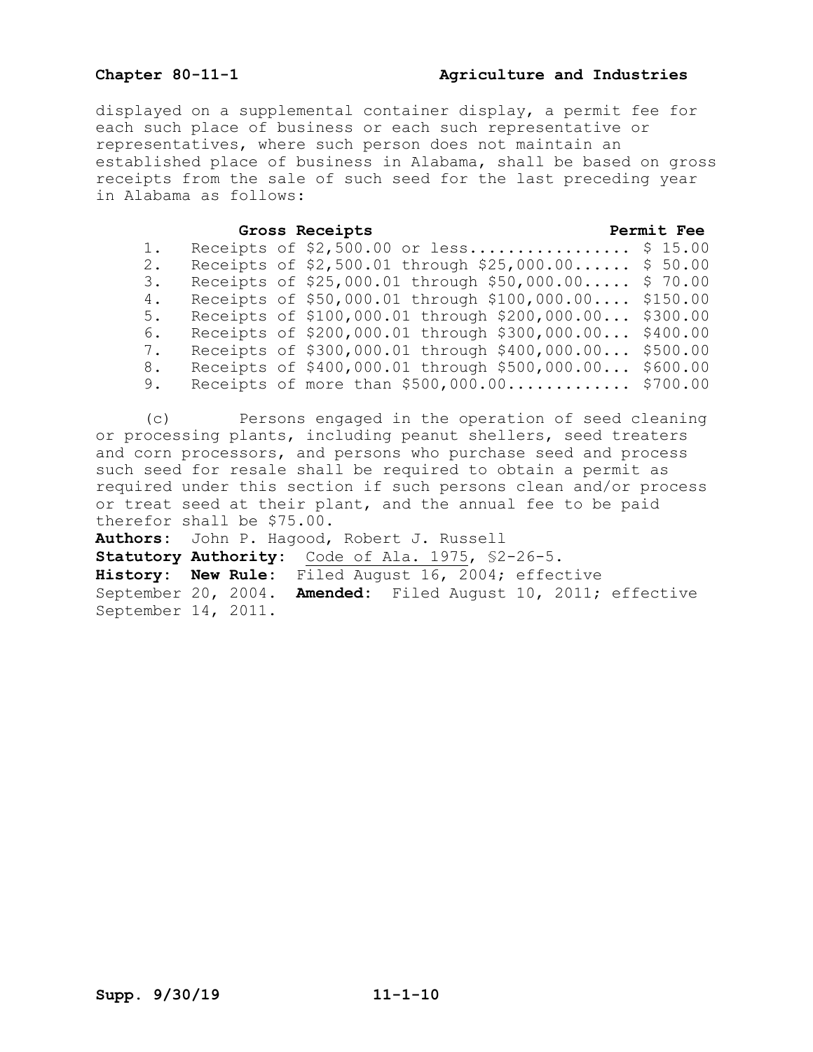displayed on a supplemental container display, a permit fee for each such place of business or each such representative or representatives, where such person does not maintain an established place of business in Alabama, shall be based on gross receipts from the sale of such seed for the last preceding year in Alabama as follows:

| | Gross Receipts | Permit Fee |
|---|---|---|
| 1. | Receipts of $2,500.00 or less | $ 15.00 |
| 2. | Receipts of $2,500.01 through $25,000.00 | $ 50.00 |
| 3. | Receipts of $25,000.01 through $50,000.00 | $ 70.00 |
| 4. | Receipts of $50,000.01 through $100,000.00 | $150.00 |
| 5. | Receipts of $100,000.01 through $200,000.00 | $300.00 |
| 6. | Receipts of $200,000.01 through $300,000.00 | $400.00 |
| 7. | Receipts of $300,000.01 through $400,000.00 | $500.00 |
| 8. | Receipts of $400,000.01 through $500,000.00 | $600.00 |
| 9. | Receipts of more than $500,000.00 | $700.00 |

(c) Persons engaged in the operation of seed cleaning or processing plants, including peanut shellers, seed treaters and corn processors, and persons who purchase seed and process such seed for resale shall be required to obtain a permit as required under this section if such persons clean and/or process or treat seed at their plant, and the annual fee to be paid therefor shall be $75.00.

**Authors:** John P. Hagood, Robert J. Russell

**Statutory Authority:** Code of Ala. 1975, §2-26-5.

**History:** **New Rule:** Filed August 16, 2004; effective September 20, 2004. **Amended:** Filed August 10, 2011; effective September 14, 2011.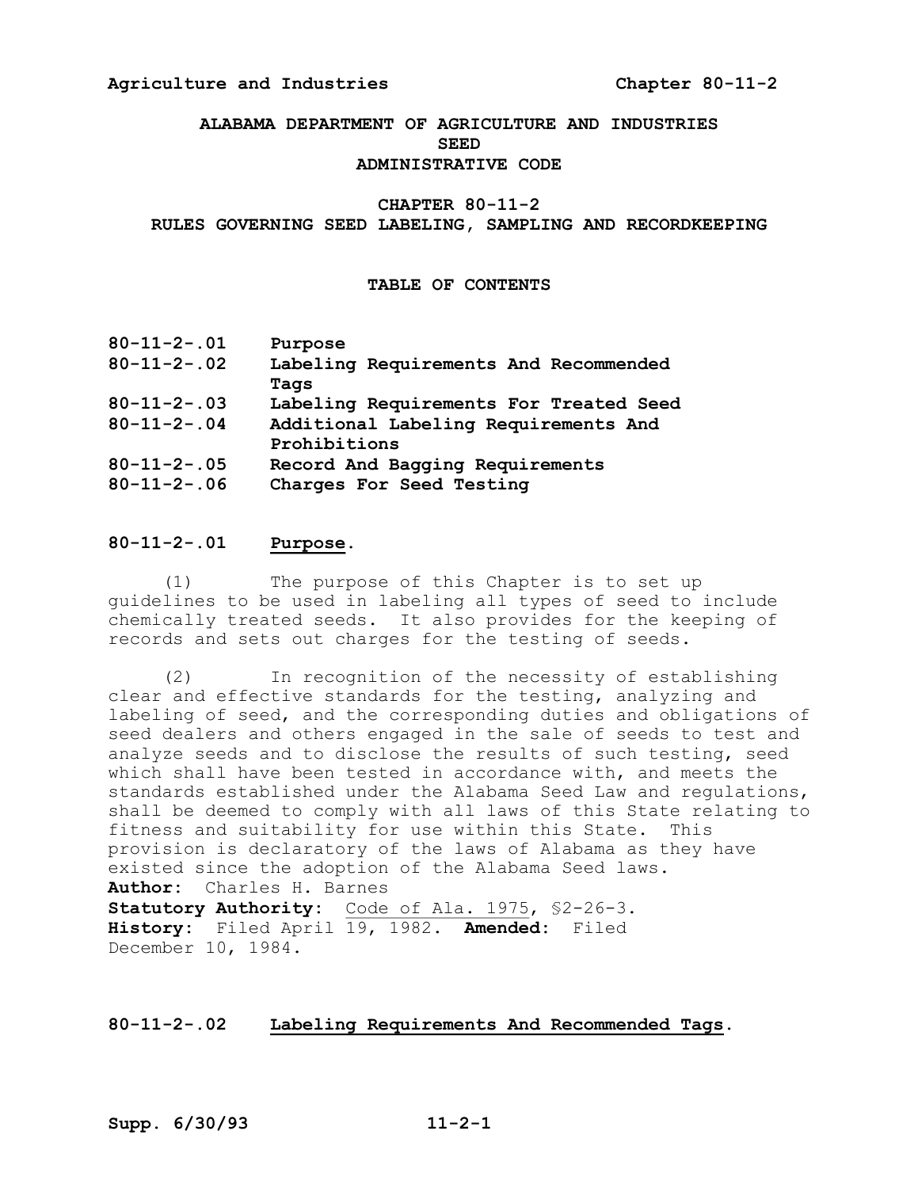**ALABAMA DEPARTMENT OF AGRICULTURE AND INDUSTRIES**
**SEED**
**ADMINISTRATIVE CODE**

# CHAPTER 80-11-2
# RULES GOVERNING SEED LABELING, SAMPLING AND RECORDKEEPING

## TABLE OF CONTENTS

| | |
|---|---|
| **80-11-2-.01** | **Purpose** |
| **80-11-2-.02** | **Labeling Requirements And Recommended Tags** |
| **80-11-2-.03** | **Labeling Requirements For Treated Seed** |
| **80-11-2-.04** | **Additional Labeling Requirements And Prohibitions** |
| **80-11-2-.05** | **Record And Bagging Requirements** |
| **80-11-2-.06** | **Charges For Seed Testing** |

### 80-11-2-.01 Purpose.

(1) The purpose of this Chapter is to set up guidelines to be used in labeling all types of seed to include chemically treated seeds. It also provides for the keeping of records and sets out charges for the testing of seeds.

(2) In recognition of the necessity of establishing clear and effective standards for the testing, analyzing and labeling of seed, and the corresponding duties and obligations of seed dealers and others engaged in the sale of seeds to test and analyze seeds and to disclose the results of such testing, seed which shall have been tested in accordance with, and meets the standards established under the Alabama Seed Law and regulations, shall be deemed to comply with all laws of this State relating to fitness and suitability for use within this State. This provision is declaratory of the laws of Alabama as they have existed since the adoption of the Alabama Seed laws.

**Author:** Charles H. Barnes
**Statutory Authority:** Code of Ala. 1975, §2-26-3.
**History:** Filed April 19, 1982. **Amended:** Filed December 10, 1984.

### 80-11-2-.02 Labeling Requirements And Recommended Tags.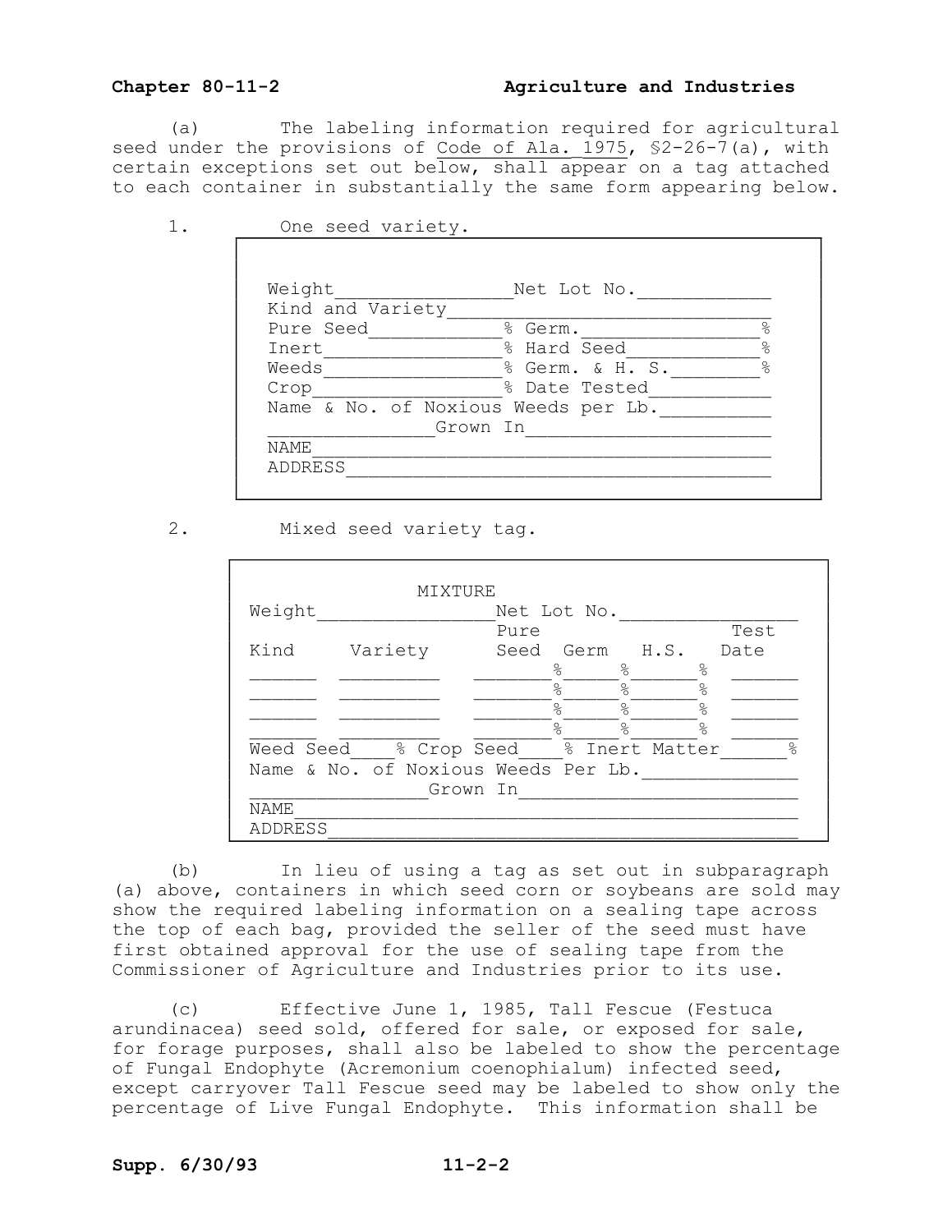(a) The labeling information required for agricultural seed under the provisions of Code of Ala. 1975, §2-26-7(a), with certain exceptions set out below, shall appear on a tag attached to each container in substantially the same form appearing below.

1. One seed variety.

```
Weight________________Net Lot No.____________
Kind and Variety______________________________
Pure Seed____________% Germ.________________%
Inert________________% Hard Seed____________%
Weeds________________% Germ. & H. S.________%
Crop_________________% Date Tested___________
Name & No. of Noxious Weeds per Lb.__________
_______________Grown In______________________
NAME_________________________________________
ADDRESS______________________________________
```

2. Mixed seed variety tag.

```
                MIXTURE
Weight________________Net Lot No.________________
                      Pure                 Test
Kind     Variety      Seed  Germ   H.S.   Date
______  _________   _______%_____%______%  ______
______  _________   _______%_____%______%  ______
______  _________   _______%_____%______%  ______
______  _________   _______%_____%______%  ______
Weed Seed____% Crop Seed____% Inert Matter______%
Name & No. of Noxious Weeds Per Lb.______________
________________Grown In_________________________
NAME_____________________________________________
ADDRESS__________________________________________
```

(b) In lieu of using a tag as set out in subparagraph (a) above, containers in which seed corn or soybeans are sold may show the required labeling information on a sealing tape across the top of each bag, provided the seller of the seed must have first obtained approval for the use of sealing tape from the Commissioner of Agriculture and Industries prior to its use.

(c) Effective June 1, 1985, Tall Fescue (Festuca arundinacea) seed sold, offered for sale, or exposed for sale, for forage purposes, shall also be labeled to show the percentage of Fungal Endophyte (Acremonium coenophialum) infected seed, except carryover Tall Fescue seed may be labeled to show only the percentage of Live Fungal Endophyte. This information shall be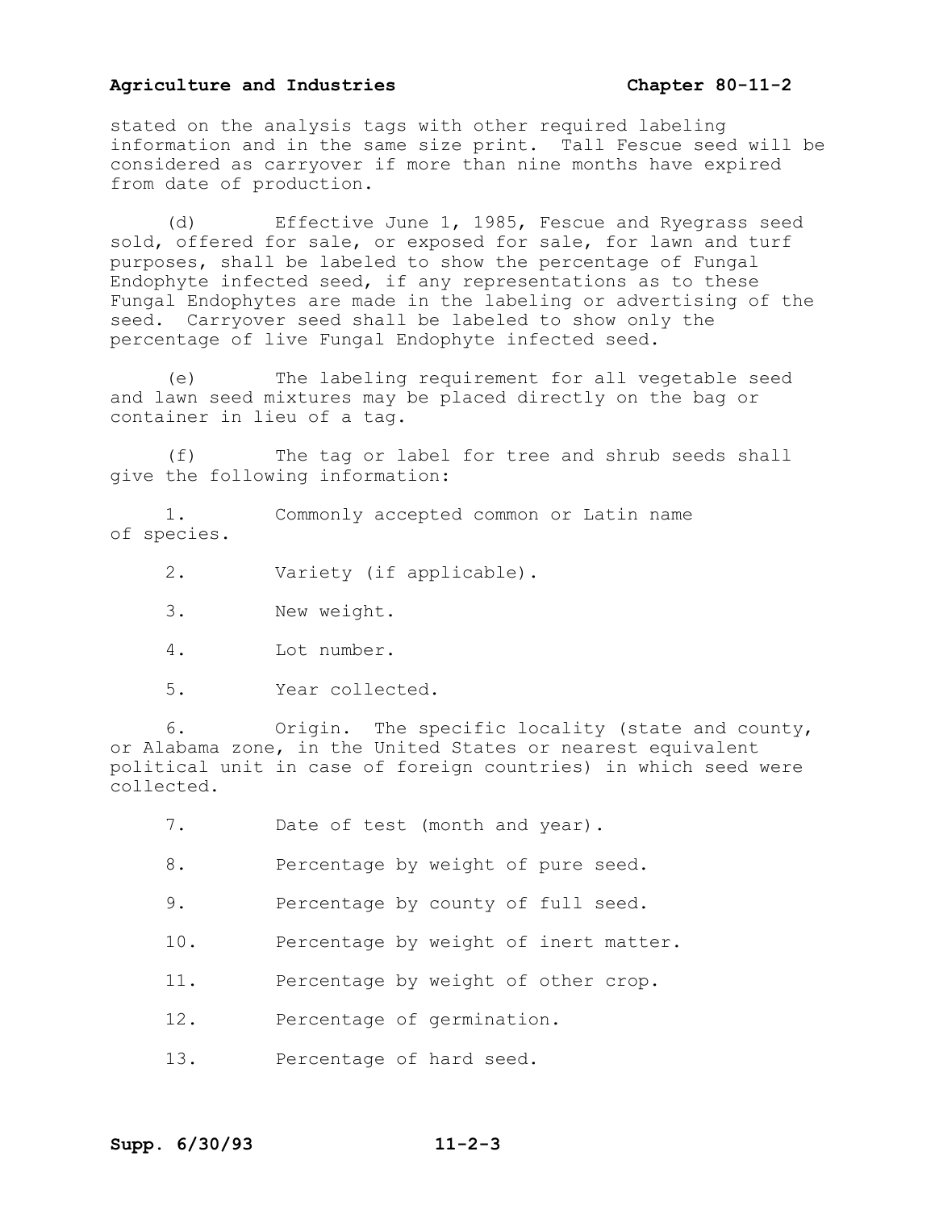stated on the analysis tags with other required labeling information and in the same size print. Tall Fescue seed will be considered as carryover if more than nine months have expired from date of production.

(d) Effective June 1, 1985, Fescue and Ryegrass seed sold, offered for sale, or exposed for sale, for lawn and turf purposes, shall be labeled to show the percentage of Fungal Endophyte infected seed, if any representations as to these Fungal Endophytes are made in the labeling or advertising of the seed. Carryover seed shall be labeled to show only the percentage of live Fungal Endophyte infected seed.

(e) The labeling requirement for all vegetable seed and lawn seed mixtures may be placed directly on the bag or container in lieu of a tag.

(f) The tag or label for tree and shrub seeds shall give the following information:

1. Commonly accepted common or Latin name of species.

2. Variety (if applicable).

3. New weight.

4. Lot number.

5. Year collected.

6. Origin. The specific locality (state and county, or Alabama zone, in the United States or nearest equivalent political unit in case of foreign countries) in which seed were collected.

7. Date of test (month and year).

8. Percentage by weight of pure seed.

9. Percentage by county of full seed.

10. Percentage by weight of inert matter.

11. Percentage by weight of other crop.

12. Percentage of germination.

13. Percentage of hard seed.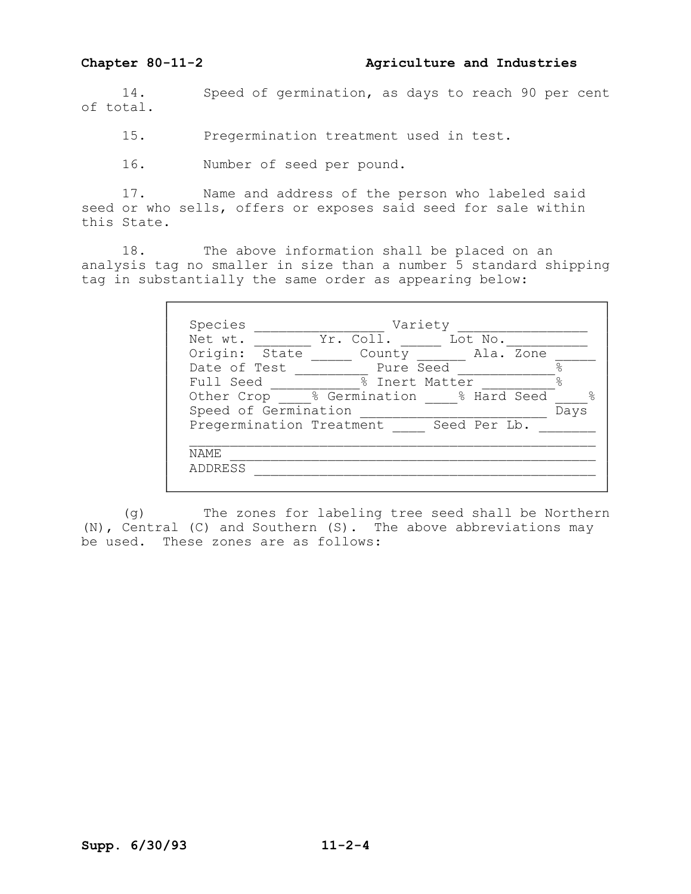14. Speed of germination, as days to reach 90 per cent of total.

15. Pregermination treatment used in test.

16. Number of seed per pound.

17. Name and address of the person who labeled said seed or who sells, offers or exposes said seed for sale within this State.

18. The above information shall be placed on an analysis tag no smaller in size than a number 5 standard shipping tag in substantially the same order as appearing below:

```
Species ________________ Variety ________________
Net wt. _______ Yr. Coll. _____ Lot No.__________
Origin:  State _____ County ______ Ala. Zone _____
Date of Test _________ Pure Seed ____________%
Full Seed ___________% Inert Matter _________%
Other Crop ____% Germination ____% Hard Seed ____%
Speed of Germination _______________________ Days
Pregermination Treatment ____ Seed Per Lb. _______
__________________________________________________
NAME _____________________________________________
ADDRESS __________________________________________
```

(g) The zones for labeling tree seed shall be Northern (N), Central (C) and Southern (S). The above abbreviations may be used. These zones are as follows: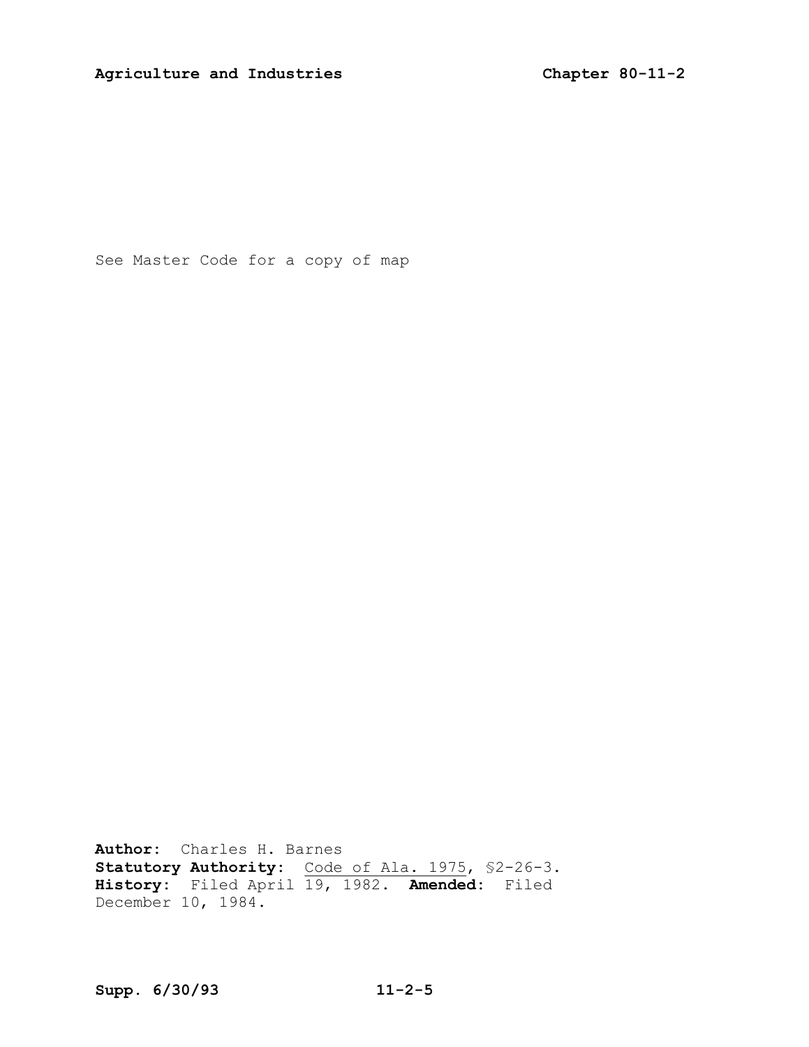See Master Code for a copy of map

**Author:** Charles H. Barnes
**Statutory Authority:** Code of Ala. 1975, §2-26-3.
**History:** Filed April 19, 1982. **Amended:** Filed December 10, 1984.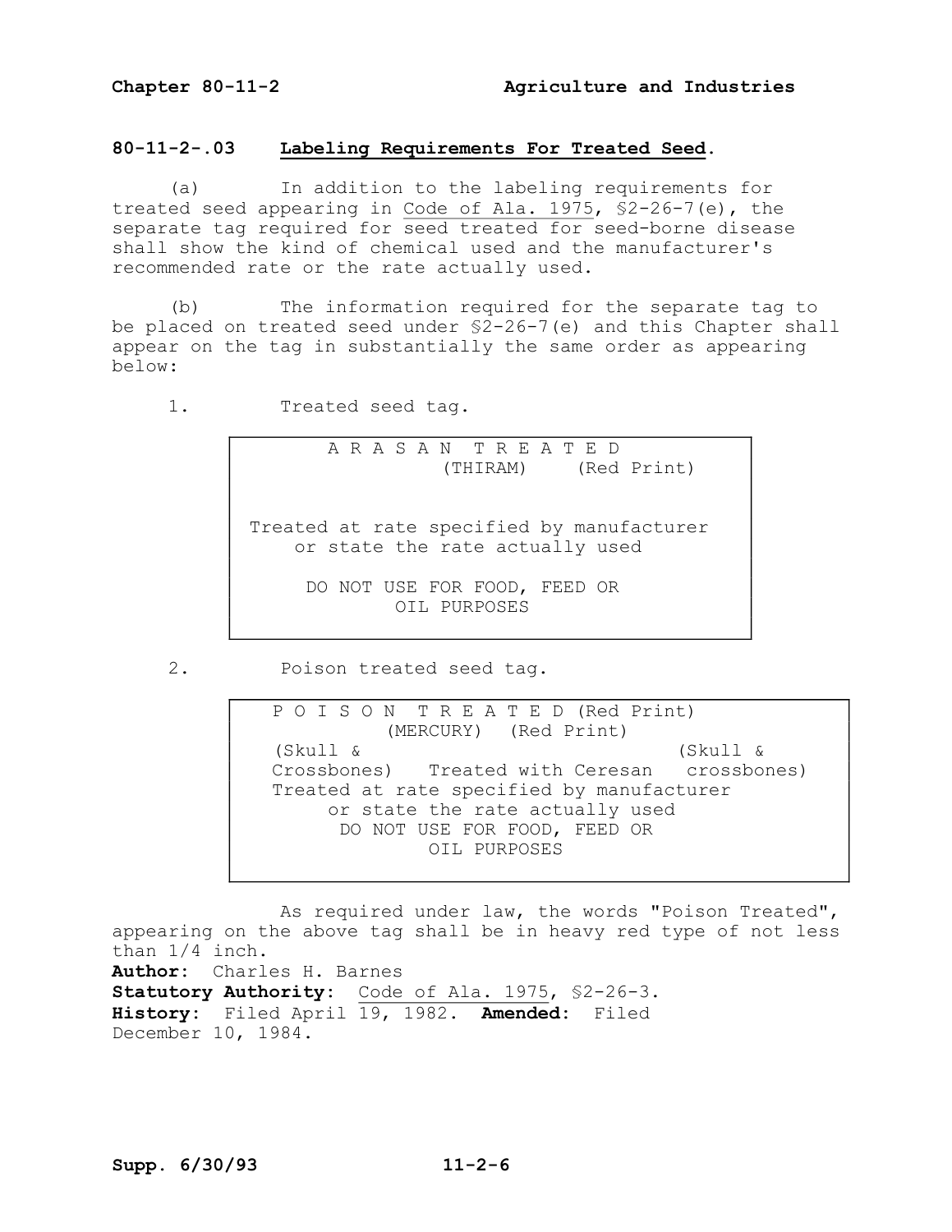### 80-11-2-.03 Labeling Requirements For Treated Seed.

(a) In addition to the labeling requirements for treated seed appearing in Code of Ala. 1975, §2-26-7(e), the separate tag required for seed treated for seed-borne disease shall show the kind of chemical used and the manufacturer's recommended rate or the rate actually used.

(b) The information required for the separate tag to be placed on treated seed under §2-26-7(e) and this Chapter shall appear on the tag in substantially the same order as appearing below:

1. Treated seed tag.

```
          A R A S A N   T R E A T E D
                    (THIRAM)    (Red Print)


   Treated at rate specified by manufacturer
       or state the rate actually used

         DO NOT USE FOR FOOD, FEED OR
                 OIL PURPOSES
```

2. Poison treated seed tag.

```
   P O I S O N   T R E A T E D (Red Print)
             (MERCURY)  (Red Print)
   (Skull &                              (Skull &
   Crossbones)   Treated with Ceresan   crossbones)
   Treated at rate specified by manufacturer
        or state the rate actually used
         DO NOT USE FOR FOOD, FEED OR
                 OIL PURPOSES
```

As required under law, the words "Poison Treated", appearing on the above tag shall be in heavy red type of not less than 1/4 inch.

**Author:** Charles H. Barnes
**Statutory Authority:** Code of Ala. 1975, §2-26-3.
**History:** Filed April 19, 1982. **Amended:** Filed December 10, 1984.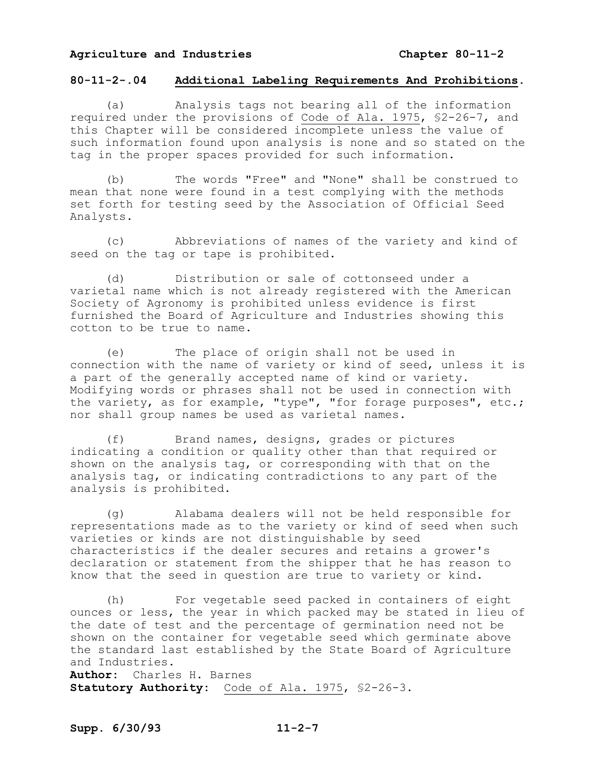## 80-11-2-.04 Additional Labeling Requirements And Prohibitions.

(a) Analysis tags not bearing all of the information required under the provisions of Code of Ala. 1975, §2-26-7, and this Chapter will be considered incomplete unless the value of such information found upon analysis is none and so stated on the tag in the proper spaces provided for such information.

(b) The words "Free" and "None" shall be construed to mean that none were found in a test complying with the methods set forth for testing seed by the Association of Official Seed Analysts.

(c) Abbreviations of names of the variety and kind of seed on the tag or tape is prohibited.

(d) Distribution or sale of cottonseed under a varietal name which is not already registered with the American Society of Agronomy is prohibited unless evidence is first furnished the Board of Agriculture and Industries showing this cotton to be true to name.

(e) The place of origin shall not be used in connection with the name of variety or kind of seed, unless it is a part of the generally accepted name of kind or variety. Modifying words or phrases shall not be used in connection with the variety, as for example, "type", "for forage purposes", etc.; nor shall group names be used as varietal names.

(f) Brand names, designs, grades or pictures indicating a condition or quality other than that required or shown on the analysis tag, or corresponding with that on the analysis tag, or indicating contradictions to any part of the analysis is prohibited.

(g) Alabama dealers will not be held responsible for representations made as to the variety or kind of seed when such varieties or kinds are not distinguishable by seed characteristics if the dealer secures and retains a grower's declaration or statement from the shipper that he has reason to know that the seed in question are true to variety or kind.

(h) For vegetable seed packed in containers of eight ounces or less, the year in which packed may be stated in lieu of the date of test and the percentage of germination need not be shown on the container for vegetable seed which germinate above the standard last established by the State Board of Agriculture and Industries.

**Author:** Charles H. Barnes
**Statutory Authority:** Code of Ala. 1975, §2-26-3.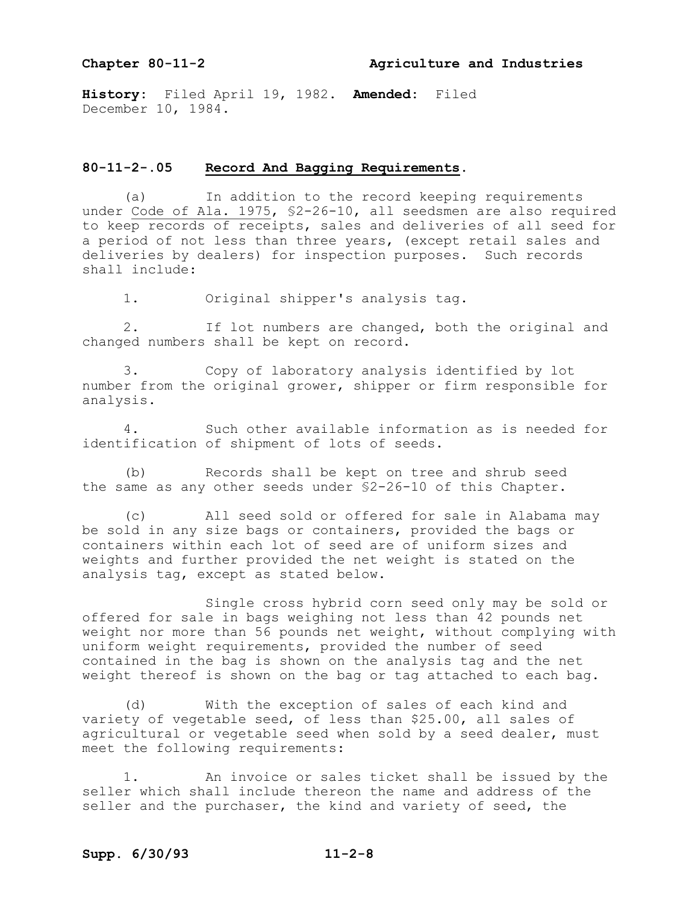**History:** Filed April 19, 1982. **Amended:** Filed December 10, 1984.

### 80-11-2-.05 Record And Bagging Requirements.

(a) In addition to the record keeping requirements under Code of Ala. 1975, §2-26-10, all seedsmen are also required to keep records of receipts, sales and deliveries of all seed for a period of not less than three years, (except retail sales and deliveries by dealers) for inspection purposes. Such records shall include:

1. Original shipper's analysis tag.

2. If lot numbers are changed, both the original and changed numbers shall be kept on record.

3. Copy of laboratory analysis identified by lot number from the original grower, shipper or firm responsible for analysis.

4. Such other available information as is needed for identification of shipment of lots of seeds.

(b) Records shall be kept on tree and shrub seed the same as any other seeds under §2-26-10 of this Chapter.

(c) All seed sold or offered for sale in Alabama may be sold in any size bags or containers, provided the bags or containers within each lot of seed are of uniform sizes and weights and further provided the net weight is stated on the analysis tag, except as stated below.

Single cross hybrid corn seed only may be sold or offered for sale in bags weighing not less than 42 pounds net weight nor more than 56 pounds net weight, without complying with uniform weight requirements, provided the number of seed contained in the bag is shown on the analysis tag and the net weight thereof is shown on the bag or tag attached to each bag.

(d) With the exception of sales of each kind and variety of vegetable seed, of less than $25.00, all sales of agricultural or vegetable seed when sold by a seed dealer, must meet the following requirements:

1. An invoice or sales ticket shall be issued by the seller which shall include thereon the name and address of the seller and the purchaser, the kind and variety of seed, the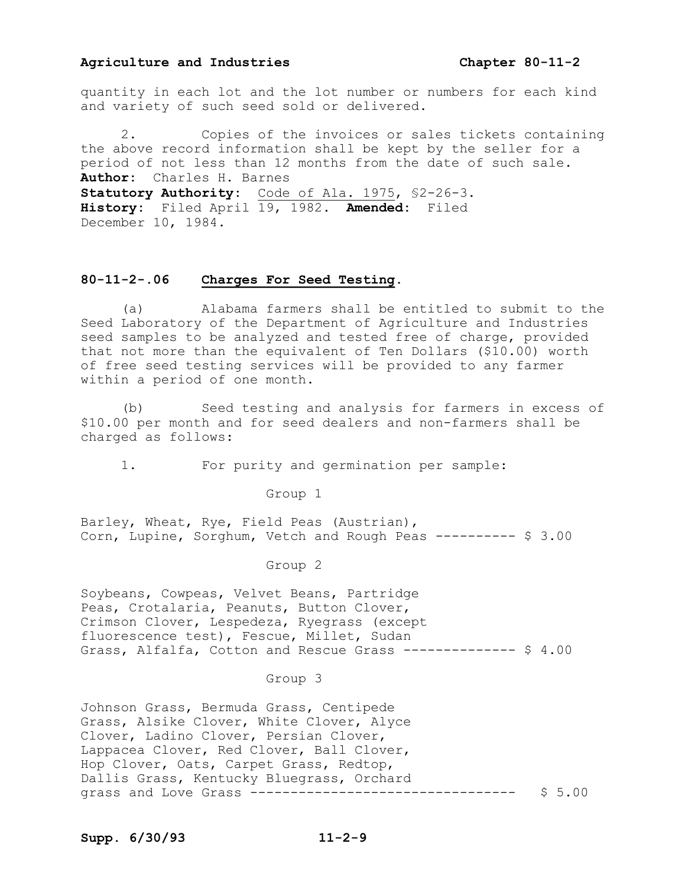quantity in each lot and the lot number or numbers for each kind and variety of such seed sold or delivered.

2. Copies of the invoices or sales tickets containing the above record information shall be kept by the seller for a period of not less than 12 months from the date of such sale.

**Author:** Charles H. Barnes
**Statutory Authority:** Code of Ala. 1975, §2-26-3.
**History:** Filed April 19, 1982. **Amended:** Filed December 10, 1984.

### 80-11-2-.06 Charges For Seed Testing.

(a) Alabama farmers shall be entitled to submit to the Seed Laboratory of the Department of Agriculture and Industries seed samples to be analyzed and tested free of charge, provided that not more than the equivalent of Ten Dollars ($10.00) worth of free seed testing services will be provided to any farmer within a period of one month.

(b) Seed testing and analysis for farmers in excess of $10.00 per month and for seed dealers and non-farmers shall be charged as follows:

1. For purity and germination per sample:

Group 1

Barley, Wheat, Rye, Field Peas (Austrian), Corn, Lupine, Sorghum, Vetch and Rough Peas ---------- $ 3.00

Group 2

Soybeans, Cowpeas, Velvet Beans, Partridge Peas, Crotalaria, Peanuts, Button Clover, Crimson Clover, Lespedeza, Ryegrass (except fluorescence test), Fescue, Millet, Sudan Grass, Alfalfa, Cotton and Rescue Grass -------------- $ 4.00

Group 3

Johnson Grass, Bermuda Grass, Centipede Grass, Alsike Clover, White Clover, Alyce Clover, Ladino Clover, Persian Clover, Lappacea Clover, Red Clover, Ball Clover, Hop Clover, Oats, Carpet Grass, Redtop, Dallis Grass, Kentucky Bluegrass, Orchard grass and Love Grass --------------------------------- $ 5.00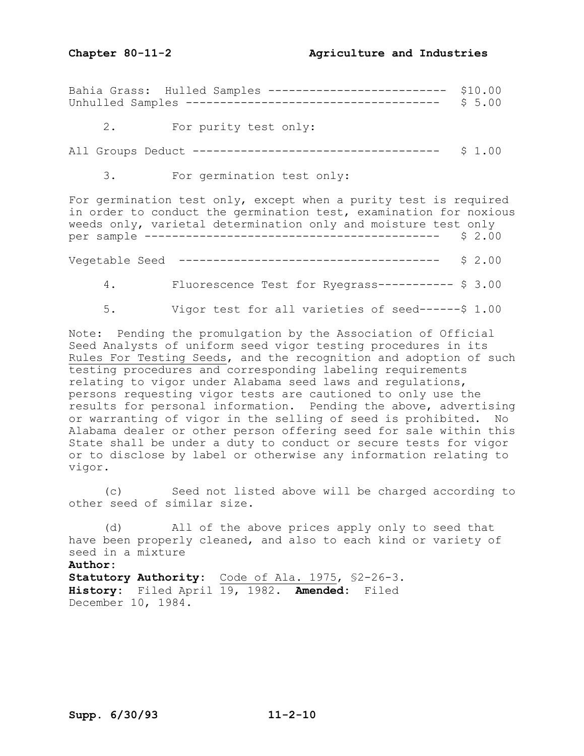Bahia Grass: Hulled Samples -------------------------- $10.00
Unhulled Samples ------------------------------------ $ 5.00

2. For purity test only:

All Groups Deduct ------------------------------------ $ 1.00

3. For germination test only:

For germination test only, except when a purity test is required in order to conduct the germination test, examination for noxious weeds only, varietal determination only and moisture test only per sample ------------------------------------------- $ 2.00

Vegetable Seed -------------------------------------- $ 2.00

4. Fluorescence Test for Ryegrass----------- $ 3.00

5. Vigor test for all varieties of seed------$ 1.00

Note: Pending the promulgation by the Association of Official Seed Analysts of uniform seed vigor testing procedures in its Rules For Testing Seeds, and the recognition and adoption of such testing procedures and corresponding labeling requirements relating to vigor under Alabama seed laws and regulations, persons requesting vigor tests are cautioned to only use the results for personal information. Pending the above, advertising or warranting of vigor in the selling of seed is prohibited. No Alabama dealer or other person offering seed for sale within this State shall be under a duty to conduct or secure tests for vigor or to disclose by label or otherwise any information relating to vigor.

(c) Seed not listed above will be charged according to other seed of similar size.

(d) All of the above prices apply only to seed that have been properly cleaned, and also to each kind or variety of seed in a mixture

**Author:**
**Statutory Authority**: Code of Ala. 1975, §2-26-3.
**History**: Filed April 19, 1982. **Amended**: Filed December 10, 1984.